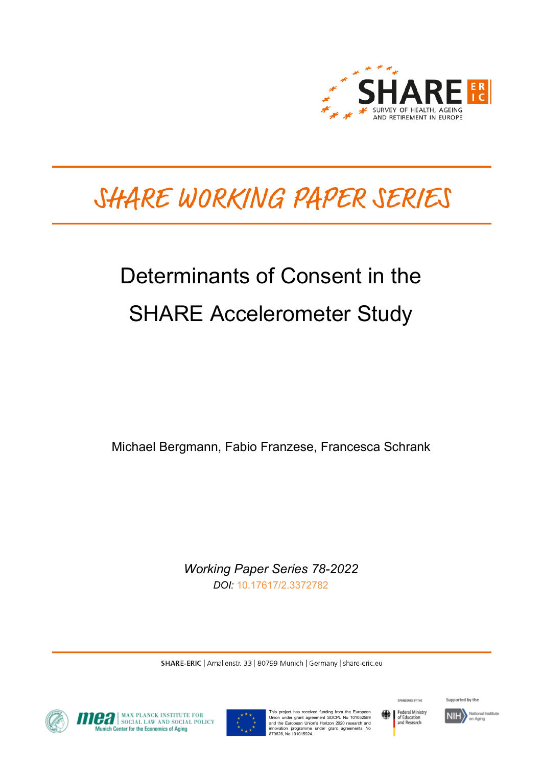SHARE SURVEY OF HEALTH, AGEING AND RETIREMENT IN EUROPE

# SHARE WORKING PAPER SERIES

# Determinants of Consent in the SHARE Accelerometer Study

Michael Bergmann, Fabio Franzese, Francesca Schrank

*Working Paper Series 78-2022*

*DOI:* 10.17617/2.3372782

**SHARE-ERIC** | Amalienstr. 33 | 80799 Munich | Germany | share-eric.eu

mea MAX PLANCK INSTITUTE FOR SOCIAL LAW AND SOCIAL POLICY Munich Center for the Economics of Aging

This project has received funding from the European Union under grant agreement SOCPL No 101052589 and the European Union's Horizon 2020 research and innovation programme under grant agreements No 870628, No 101015924.

Sponsored by the Federal Ministry of Education and Research

Supported by the NIH National Institute on Aging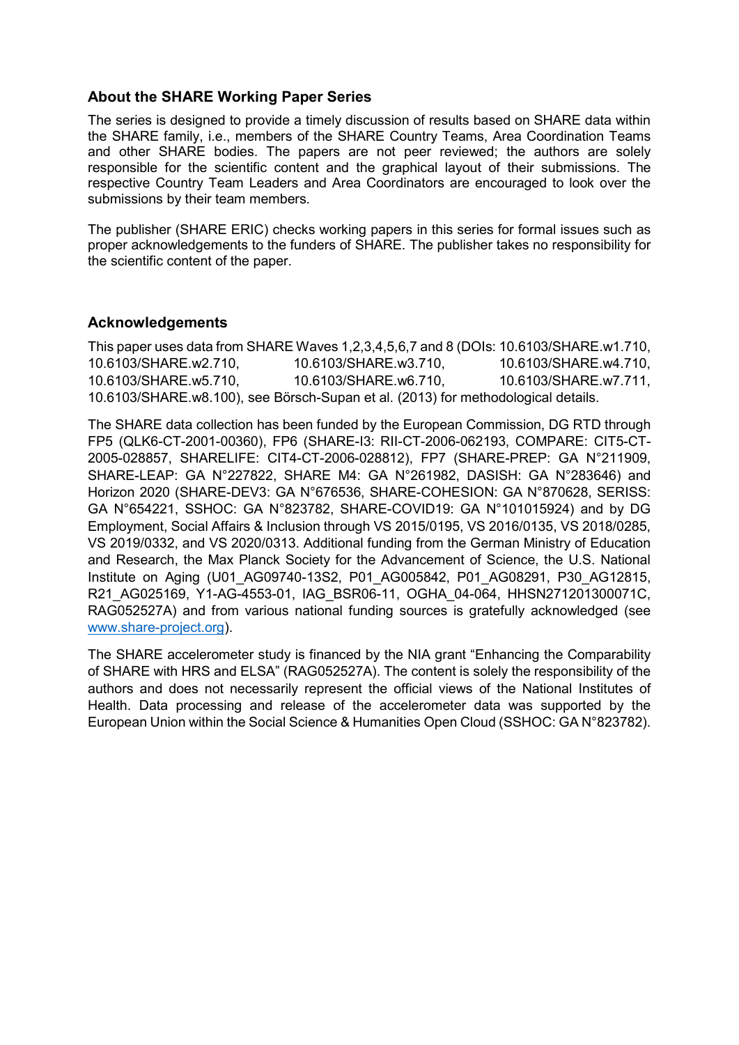## About the SHARE Working Paper Series

The series is designed to provide a timely discussion of results based on SHARE data within the SHARE family, i.e., members of the SHARE Country Teams, Area Coordination Teams and other SHARE bodies. The papers are not peer reviewed; the authors are solely responsible for the scientific content and the graphical layout of their submissions. The respective Country Team Leaders and Area Coordinators are encouraged to look over the submissions by their team members.

The publisher (SHARE ERIC) checks working papers in this series for formal issues such as proper acknowledgements to the funders of SHARE. The publisher takes no responsibility for the scientific content of the paper.

## Acknowledgements

This paper uses data from SHARE Waves 1,2,3,4,5,6,7 and 8 (DOIs: 10.6103/SHARE.w1.710, 10.6103/SHARE.w2.710, 10.6103/SHARE.w3.710, 10.6103/SHARE.w4.710, 10.6103/SHARE.w5.710, 10.6103/SHARE.w6.710, 10.6103/SHARE.w7.711, 10.6103/SHARE.w8.100), see Börsch-Supan et al. (2013) for methodological details.

The SHARE data collection has been funded by the European Commission, DG RTD through FP5 (QLK6-CT-2001-00360), FP6 (SHARE-I3: RII-CT-2006-062193, COMPARE: CIT5-CT-2005-028857, SHARELIFE: CIT4-CT-2006-028812), FP7 (SHARE-PREP: GA N°211909, SHARE-LEAP: GA N°227822, SHARE M4: GA N°261982, DASISH: GA N°283646) and Horizon 2020 (SHARE-DEV3: GA N°676536, SHARE-COHESION: GA N°870628, SERISS: GA N°654221, SSHOC: GA N°823782, SHARE-COVID19: GA N°101015924) and by DG Employment, Social Affairs & Inclusion through VS 2015/0195, VS 2016/0135, VS 2018/0285, VS 2019/0332, and VS 2020/0313. Additional funding from the German Ministry of Education and Research, the Max Planck Society for the Advancement of Science, the U.S. National Institute on Aging (U01_AG09740-13S2, P01_AG005842, P01_AG08291, P30_AG12815, R21_AG025169, Y1-AG-4553-01, IAG_BSR06-11, OGHA_04-064, HHSN271201300071C, RAG052527A) and from various national funding sources is gratefully acknowledged (see www.share-project.org).

The SHARE accelerometer study is financed by the NIA grant "Enhancing the Comparability of SHARE with HRS and ELSA" (RAG052527A). The content is solely the responsibility of the authors and does not necessarily represent the official views of the National Institutes of Health. Data processing and release of the accelerometer data was supported by the European Union within the Social Science & Humanities Open Cloud (SSHOC: GA N°823782).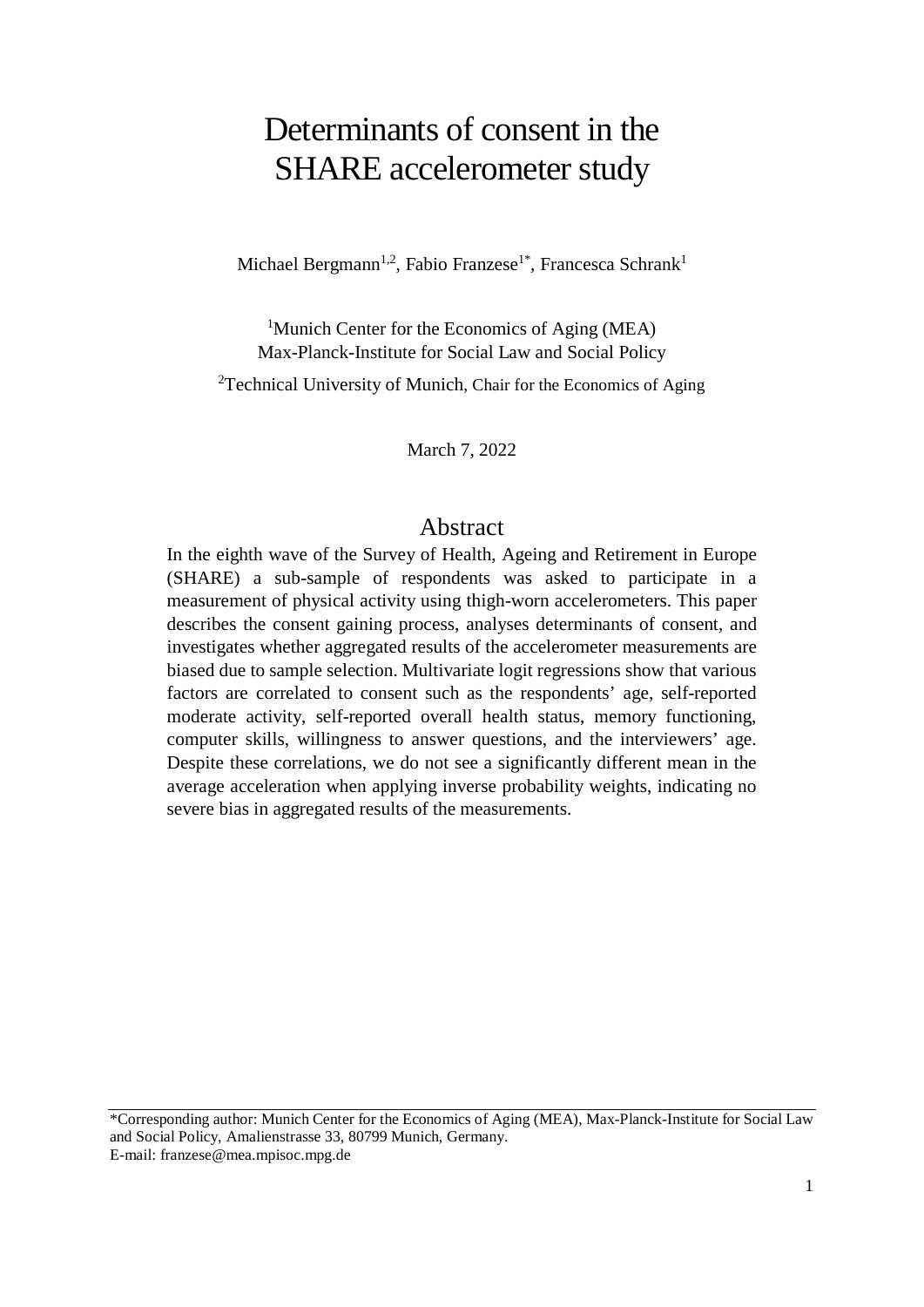# Determinants of consent in the SHARE accelerometer study

Michael Bergmann[1,2], Fabio Franzese[1*], Francesca Schrank[1]

[1]Munich Center for the Economics of Aging (MEA)
Max-Planck-Institute for Social Law and Social Policy

[2]Technical University of Munich, Chair for the Economics of Aging

March 7, 2022

## Abstract

In the eighth wave of the Survey of Health, Ageing and Retirement in Europe (SHARE) a sub-sample of respondents was asked to participate in a measurement of physical activity using thigh-worn accelerometers. This paper describes the consent gaining process, analyses determinants of consent, and investigates whether aggregated results of the accelerometer measurements are biased due to sample selection. Multivariate logit regressions show that various factors are correlated to consent such as the respondents' age, self-reported moderate activity, self-reported overall health status, memory functioning, computer skills, willingness to answer questions, and the interviewers' age. Despite these correlations, we do not see a significantly different mean in the average acceleration when applying inverse probability weights, indicating no severe bias in aggregated results of the measurements.

*Corresponding author: Munich Center for the Economics of Aging (MEA), Max-Planck-Institute for Social Law and Social Policy, Amalienstrasse 33, 80799 Munich, Germany.
E-mail: franzese@mea.mpisoc.mpg.de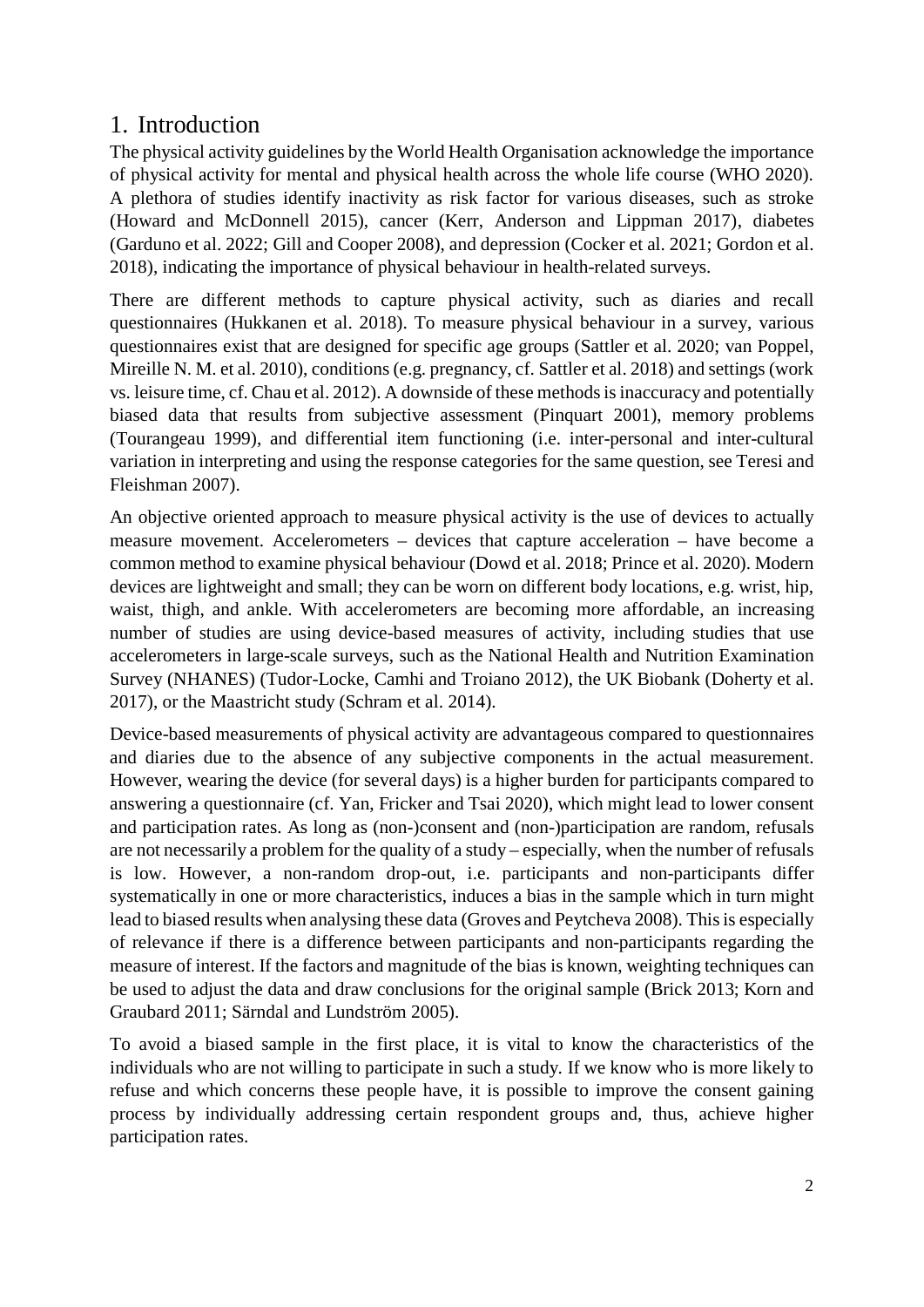# 1. Introduction

The physical activity guidelines by the World Health Organisation acknowledge the importance of physical activity for mental and physical health across the whole life course (WHO 2020). A plethora of studies identify inactivity as risk factor for various diseases, such as stroke (Howard and McDonnell 2015), cancer (Kerr, Anderson and Lippman 2017), diabetes (Garduno et al. 2022; Gill and Cooper 2008), and depression (Cocker et al. 2021; Gordon et al. 2018), indicating the importance of physical behaviour in health-related surveys.

There are different methods to capture physical activity, such as diaries and recall questionnaires (Hukkanen et al. 2018). To measure physical behaviour in a survey, various questionnaires exist that are designed for specific age groups (Sattler et al. 2020; van Poppel, Mireille N. M. et al. 2010), conditions (e.g. pregnancy, cf. Sattler et al. 2018) and settings (work vs. leisure time, cf. Chau et al. 2012). A downside of these methods is inaccuracy and potentially biased data that results from subjective assessment (Pinquart 2001), memory problems (Tourangeau 1999), and differential item functioning (i.e. inter-personal and inter-cultural variation in interpreting and using the response categories for the same question, see Teresi and Fleishman 2007).

An objective oriented approach to measure physical activity is the use of devices to actually measure movement. Accelerometers – devices that capture acceleration – have become a common method to examine physical behaviour (Dowd et al. 2018; Prince et al. 2020). Modern devices are lightweight and small; they can be worn on different body locations, e.g. wrist, hip, waist, thigh, and ankle. With accelerometers are becoming more affordable, an increasing number of studies are using device-based measures of activity, including studies that use accelerometers in large-scale surveys, such as the National Health and Nutrition Examination Survey (NHANES) (Tudor-Locke, Camhi and Troiano 2012), the UK Biobank (Doherty et al. 2017), or the Maastricht study (Schram et al. 2014).

Device-based measurements of physical activity are advantageous compared to questionnaires and diaries due to the absence of any subjective components in the actual measurement. However, wearing the device (for several days) is a higher burden for participants compared to answering a questionnaire (cf. Yan, Fricker and Tsai 2020), which might lead to lower consent and participation rates. As long as (non-)consent and (non-)participation are random, refusals are not necessarily a problem for the quality of a study – especially, when the number of refusals is low. However, a non-random drop-out, i.e. participants and non-participants differ systematically in one or more characteristics, induces a bias in the sample which in turn might lead to biased results when analysing these data (Groves and Peytcheva 2008). This is especially of relevance if there is a difference between participants and non-participants regarding the measure of interest. If the factors and magnitude of the bias is known, weighting techniques can be used to adjust the data and draw conclusions for the original sample (Brick 2013; Korn and Graubard 2011; Särndal and Lundström 2005).

To avoid a biased sample in the first place, it is vital to know the characteristics of the individuals who are not willing to participate in such a study. If we know who is more likely to refuse and which concerns these people have, it is possible to improve the consent gaining process by individually addressing certain respondent groups and, thus, achieve higher participation rates.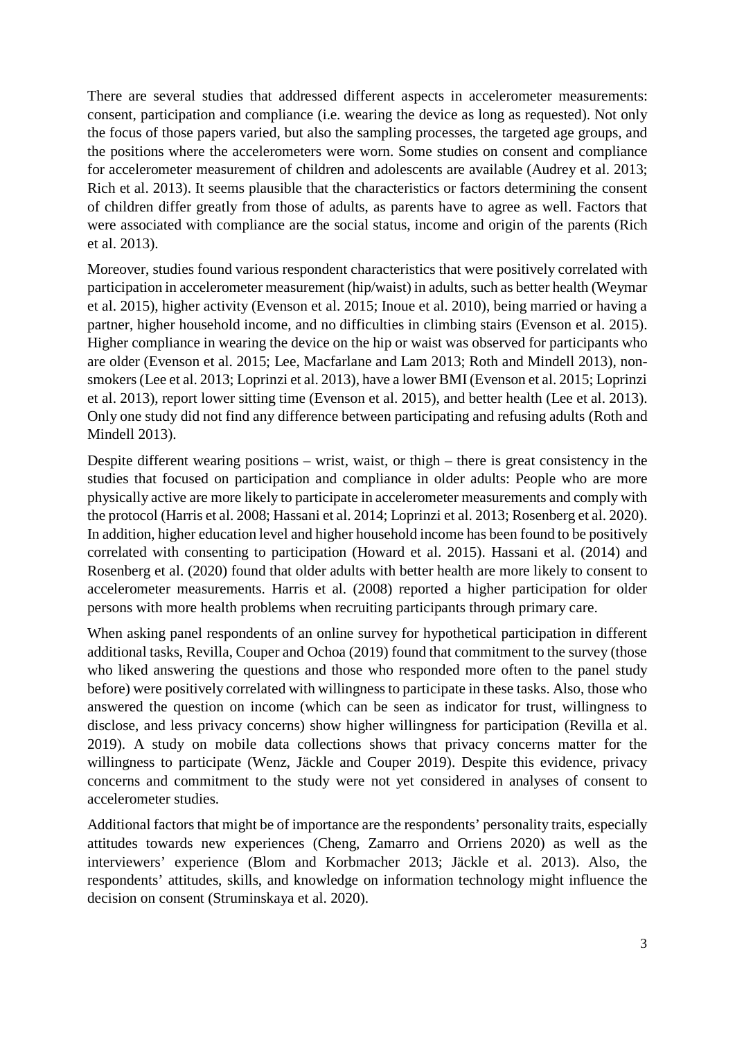There are several studies that addressed different aspects in accelerometer measurements: consent, participation and compliance (i.e. wearing the device as long as requested). Not only the focus of those papers varied, but also the sampling processes, the targeted age groups, and the positions where the accelerometers were worn. Some studies on consent and compliance for accelerometer measurement of children and adolescents are available (Audrey et al. 2013; Rich et al. 2013). It seems plausible that the characteristics or factors determining the consent of children differ greatly from those of adults, as parents have to agree as well. Factors that were associated with compliance are the social status, income and origin of the parents (Rich et al. 2013).

Moreover, studies found various respondent characteristics that were positively correlated with participation in accelerometer measurement (hip/waist) in adults, such as better health (Weymar et al. 2015), higher activity (Evenson et al. 2015; Inoue et al. 2010), being married or having a partner, higher household income, and no difficulties in climbing stairs (Evenson et al. 2015). Higher compliance in wearing the device on the hip or waist was observed for participants who are older (Evenson et al. 2015; Lee, Macfarlane and Lam 2013; Roth and Mindell 2013), non-smokers (Lee et al. 2013; Loprinzi et al. 2013), have a lower BMI (Evenson et al. 2015; Loprinzi et al. 2013), report lower sitting time (Evenson et al. 2015), and better health (Lee et al. 2013). Only one study did not find any difference between participating and refusing adults (Roth and Mindell 2013).

Despite different wearing positions – wrist, waist, or thigh – there is great consistency in the studies that focused on participation and compliance in older adults: People who are more physically active are more likely to participate in accelerometer measurements and comply with the protocol (Harris et al. 2008; Hassani et al. 2014; Loprinzi et al. 2013; Rosenberg et al. 2020). In addition, higher education level and higher household income has been found to be positively correlated with consenting to participation (Howard et al. 2015). Hassani et al. (2014) and Rosenberg et al. (2020) found that older adults with better health are more likely to consent to accelerometer measurements. Harris et al. (2008) reported a higher participation for older persons with more health problems when recruiting participants through primary care.

When asking panel respondents of an online survey for hypothetical participation in different additional tasks, Revilla, Couper and Ochoa (2019) found that commitment to the survey (those who liked answering the questions and those who responded more often to the panel study before) were positively correlated with willingness to participate in these tasks. Also, those who answered the question on income (which can be seen as indicator for trust, willingness to disclose, and less privacy concerns) show higher willingness for participation (Revilla et al. 2019). A study on mobile data collections shows that privacy concerns matter for the willingness to participate (Wenz, Jäckle and Couper 2019). Despite this evidence, privacy concerns and commitment to the study were not yet considered in analyses of consent to accelerometer studies.

Additional factors that might be of importance are the respondents' personality traits, especially attitudes towards new experiences (Cheng, Zamarro and Orriens 2020) as well as the interviewers' experience (Blom and Korbmacher 2013; Jäckle et al. 2013). Also, the respondents' attitudes, skills, and knowledge on information technology might influence the decision on consent (Struminskaya et al. 2020).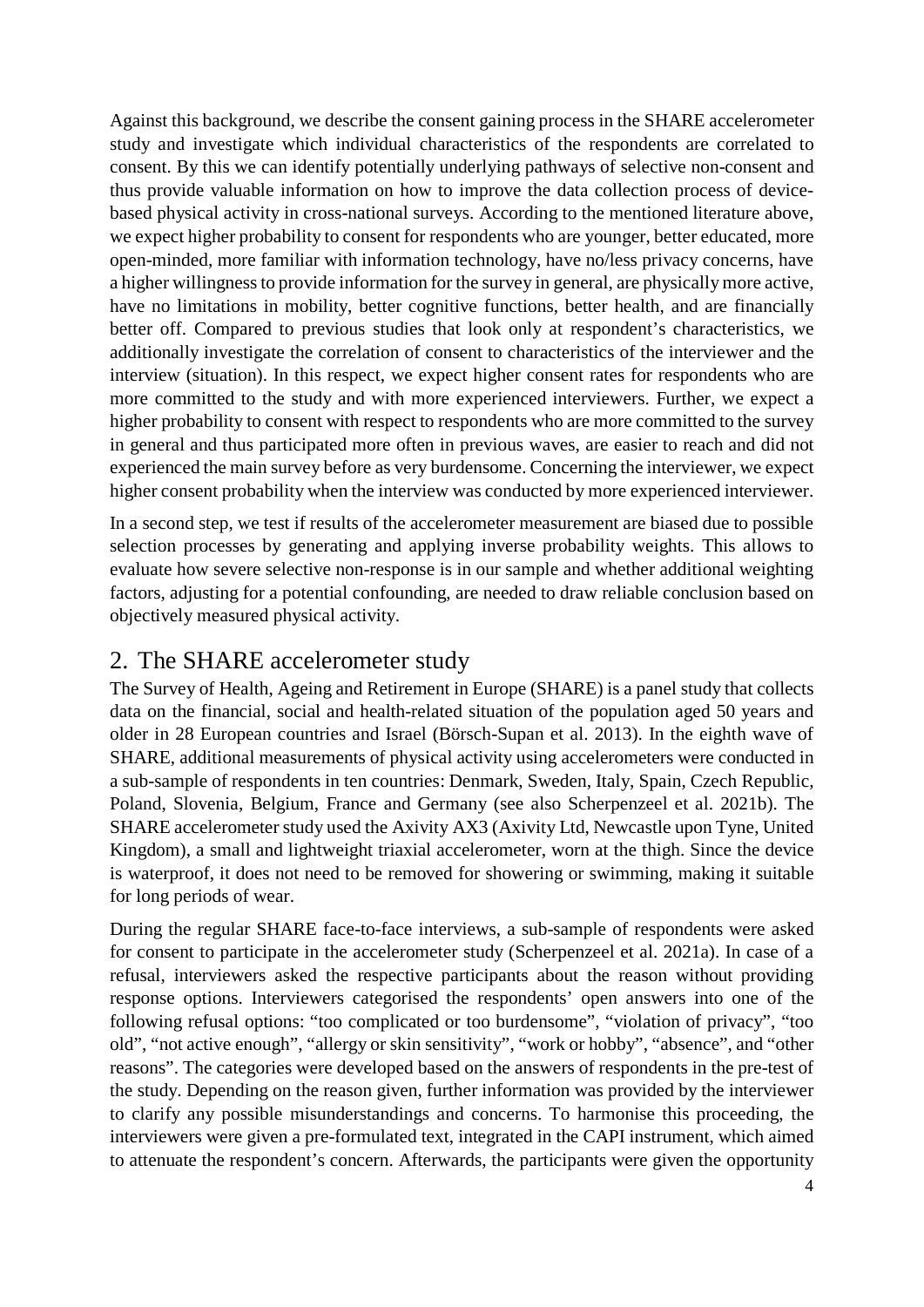Against this background, we describe the consent gaining process in the SHARE accelerometer study and investigate which individual characteristics of the respondents are correlated to consent. By this we can identify potentially underlying pathways of selective non-consent and thus provide valuable information on how to improve the data collection process of device-based physical activity in cross-national surveys. According to the mentioned literature above, we expect higher probability to consent for respondents who are younger, better educated, more open-minded, more familiar with information technology, have no/less privacy concerns, have a higher willingness to provide information for the survey in general, are physically more active, have no limitations in mobility, better cognitive functions, better health, and are financially better off. Compared to previous studies that look only at respondent's characteristics, we additionally investigate the correlation of consent to characteristics of the interviewer and the interview (situation). In this respect, we expect higher consent rates for respondents who are more committed to the study and with more experienced interviewers. Further, we expect a higher probability to consent with respect to respondents who are more committed to the survey in general and thus participated more often in previous waves, are easier to reach and did not experienced the main survey before as very burdensome. Concerning the interviewer, we expect higher consent probability when the interview was conducted by more experienced interviewer.

In a second step, we test if results of the accelerometer measurement are biased due to possible selection processes by generating and applying inverse probability weights. This allows to evaluate how severe selective non-response is in our sample and whether additional weighting factors, adjusting for a potential confounding, are needed to draw reliable conclusion based on objectively measured physical activity.

## 2. The SHARE accelerometer study

The Survey of Health, Ageing and Retirement in Europe (SHARE) is a panel study that collects data on the financial, social and health-related situation of the population aged 50 years and older in 28 European countries and Israel (Börsch-Supan et al. 2013). In the eighth wave of SHARE, additional measurements of physical activity using accelerometers were conducted in a sub-sample of respondents in ten countries: Denmark, Sweden, Italy, Spain, Czech Republic, Poland, Slovenia, Belgium, France and Germany (see also Scherpenzeel et al. 2021b). The SHARE accelerometer study used the Axivity AX3 (Axivity Ltd, Newcastle upon Tyne, United Kingdom), a small and lightweight triaxial accelerometer, worn at the thigh. Since the device is waterproof, it does not need to be removed for showering or swimming, making it suitable for long periods of wear.

During the regular SHARE face-to-face interviews, a sub-sample of respondents were asked for consent to participate in the accelerometer study (Scherpenzeel et al. 2021a). In case of a refusal, interviewers asked the respective participants about the reason without providing response options. Interviewers categorised the respondents' open answers into one of the following refusal options: "too complicated or too burdensome", "violation of privacy", "too old", "not active enough", "allergy or skin sensitivity", "work or hobby", "absence", and "other reasons". The categories were developed based on the answers of respondents in the pre-test of the study. Depending on the reason given, further information was provided by the interviewer to clarify any possible misunderstandings and concerns. To harmonise this proceeding, the interviewers were given a pre-formulated text, integrated in the CAPI instrument, which aimed to attenuate the respondent's concern. Afterwards, the participants were given the opportunity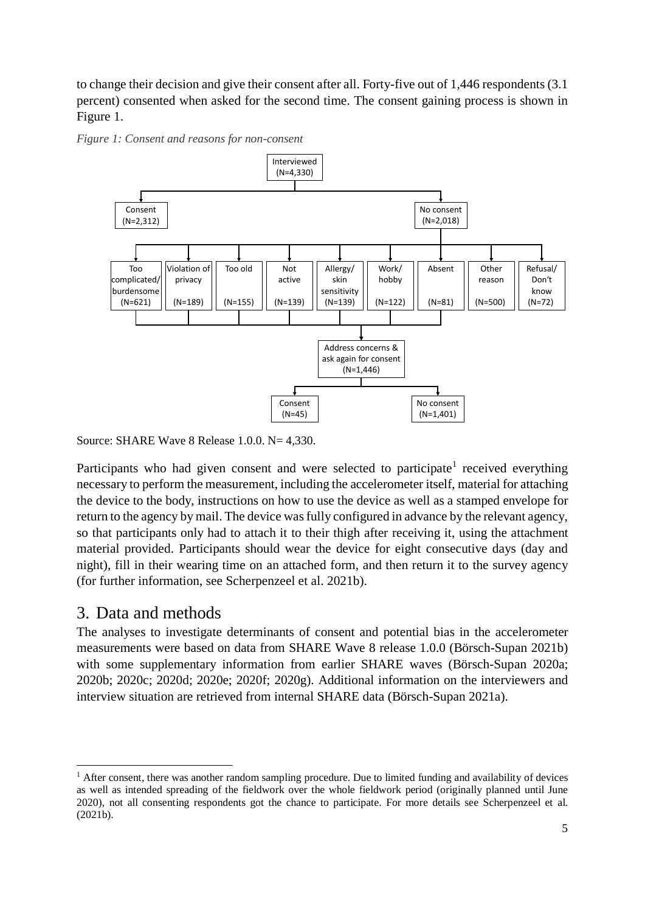to change their decision and give their consent after all. Forty-five out of 1,446 respondents (3.1 percent) consented when asked for the second time. The consent gaining process is shown in Figure 1.

*Figure 1: Consent and reasons for non-consent*

Interviewed (N=4,330)

Consent (N=2,312)

No consent (N=2,018)

Too complicated/ burdensome (N=621)

Violation of privacy (N=189)

Too old (N=155)

Not active (N=139)

Allergy/ skin sensitivity (N=139)

Work/ hobby (N=122)

Absent (N=81)

Other reason (N=500)

Refusal/ Don't know (N=72)

Address concerns & ask again for consent (N=1,446)

Consent (N=45)

No consent (N=1,401)

Source: SHARE Wave 8 Release 1.0.0. N= 4,330.

Participants who had given consent and were selected to participate[1] received everything necessary to perform the measurement, including the accelerometer itself, material for attaching the device to the body, instructions on how to use the device as well as a stamped envelope for return to the agency by mail. The device was fully configured in advance by the relevant agency, so that participants only had to attach it to their thigh after receiving it, using the attachment material provided. Participants should wear the device for eight consecutive days (day and night), fill in their wearing time on an attached form, and then return it to the survey agency (for further information, see Scherpenzeel et al. 2021b).

## 3. Data and methods

The analyses to investigate determinants of consent and potential bias in the accelerometer measurements were based on data from SHARE Wave 8 release 1.0.0 (Börsch-Supan 2021b) with some supplementary information from earlier SHARE waves (Börsch-Supan 2020a; 2020b; 2020c; 2020d; 2020e; 2020f; 2020g). Additional information on the interviewers and interview situation are retrieved from internal SHARE data (Börsch-Supan 2021a).

[1] After consent, there was another random sampling procedure. Due to limited funding and availability of devices as well as intended spreading of the fieldwork over the whole fieldwork period (originally planned until June 2020), not all consenting respondents got the chance to participate. For more details see Scherpenzeel et al. (2021b).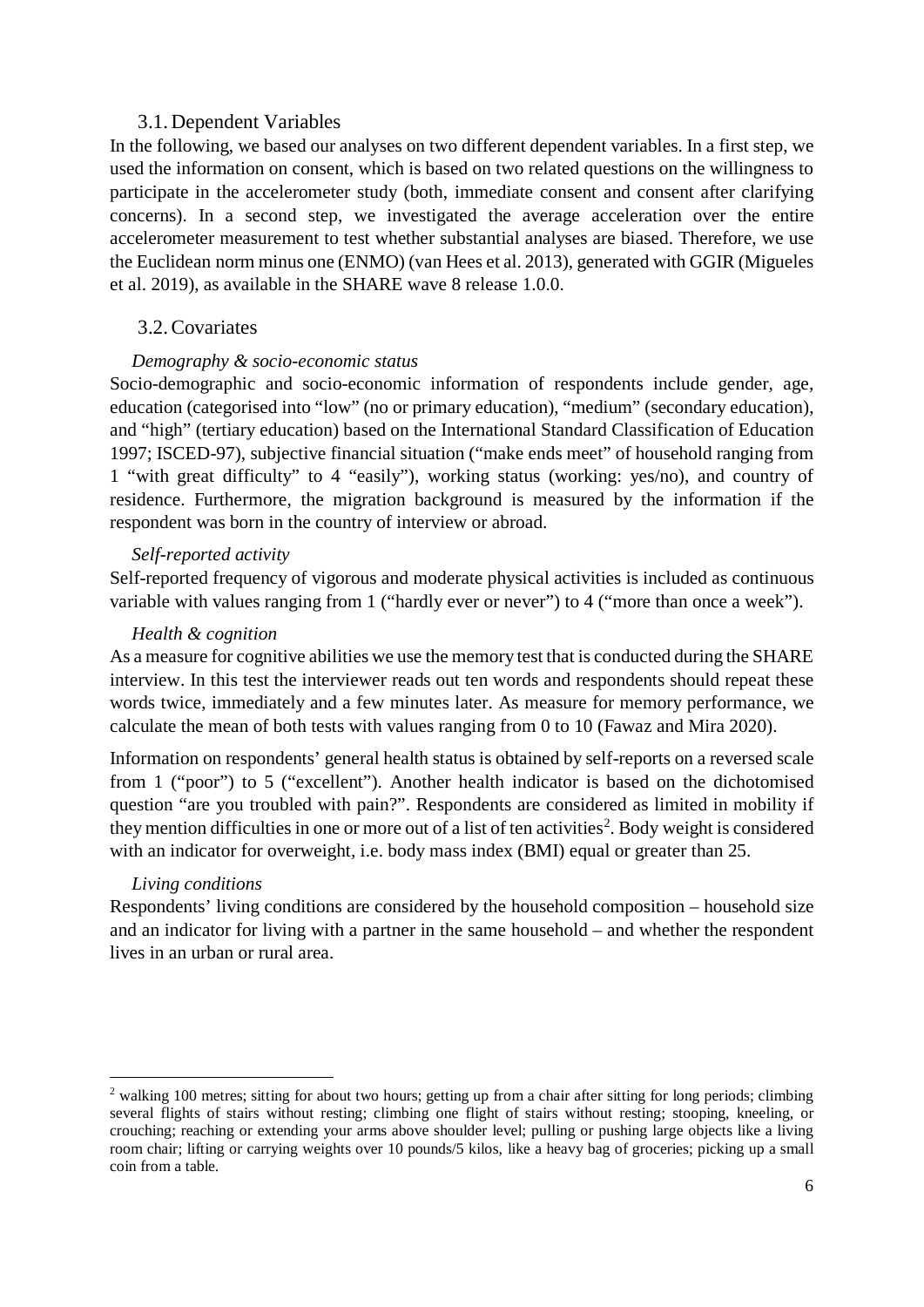### 3.1. Dependent Variables

In the following, we based our analyses on two different dependent variables. In a first step, we used the information on consent, which is based on two related questions on the willingness to participate in the accelerometer study (both, immediate consent and consent after clarifying concerns). In a second step, we investigated the average acceleration over the entire accelerometer measurement to test whether substantial analyses are biased. Therefore, we use the Euclidean norm minus one (ENMO) (van Hees et al. 2013), generated with GGIR (Migueles et al. 2019), as available in the SHARE wave 8 release 1.0.0.

### 3.2. Covariates

*Demography & socio-economic status*

Socio-demographic and socio-economic information of respondents include gender, age, education (categorised into "low" (no or primary education), "medium" (secondary education), and "high" (tertiary education) based on the International Standard Classification of Education 1997; ISCED-97), subjective financial situation ("make ends meet" of household ranging from 1 "with great difficulty" to 4 "easily"), working status (working: yes/no), and country of residence. Furthermore, the migration background is measured by the information if the respondent was born in the country of interview or abroad.

*Self-reported activity*

Self-reported frequency of vigorous and moderate physical activities is included as continuous variable with values ranging from 1 ("hardly ever or never") to 4 ("more than once a week").

*Health & cognition*

As a measure for cognitive abilities we use the memory test that is conducted during the SHARE interview. In this test the interviewer reads out ten words and respondents should repeat these words twice, immediately and a few minutes later. As measure for memory performance, we calculate the mean of both tests with values ranging from 0 to 10 (Fawaz and Mira 2020).

Information on respondents' general health status is obtained by self-reports on a reversed scale from 1 ("poor") to 5 ("excellent"). Another health indicator is based on the dichotomised question "are you troubled with pain?". Respondents are considered as limited in mobility if they mention difficulties in one or more out of a list of ten activities[2]. Body weight is considered with an indicator for overweight, i.e. body mass index (BMI) equal or greater than 25.

*Living conditions*

Respondents' living conditions are considered by the household composition – household size and an indicator for living with a partner in the same household – and whether the respondent lives in an urban or rural area.

[2] walking 100 metres; sitting for about two hours; getting up from a chair after sitting for long periods; climbing several flights of stairs without resting; climbing one flight of stairs without resting; stooping, kneeling, or crouching; reaching or extending your arms above shoulder level; pulling or pushing large objects like a living room chair; lifting or carrying weights over 10 pounds/5 kilos, like a heavy bag of groceries; picking up a small coin from a table.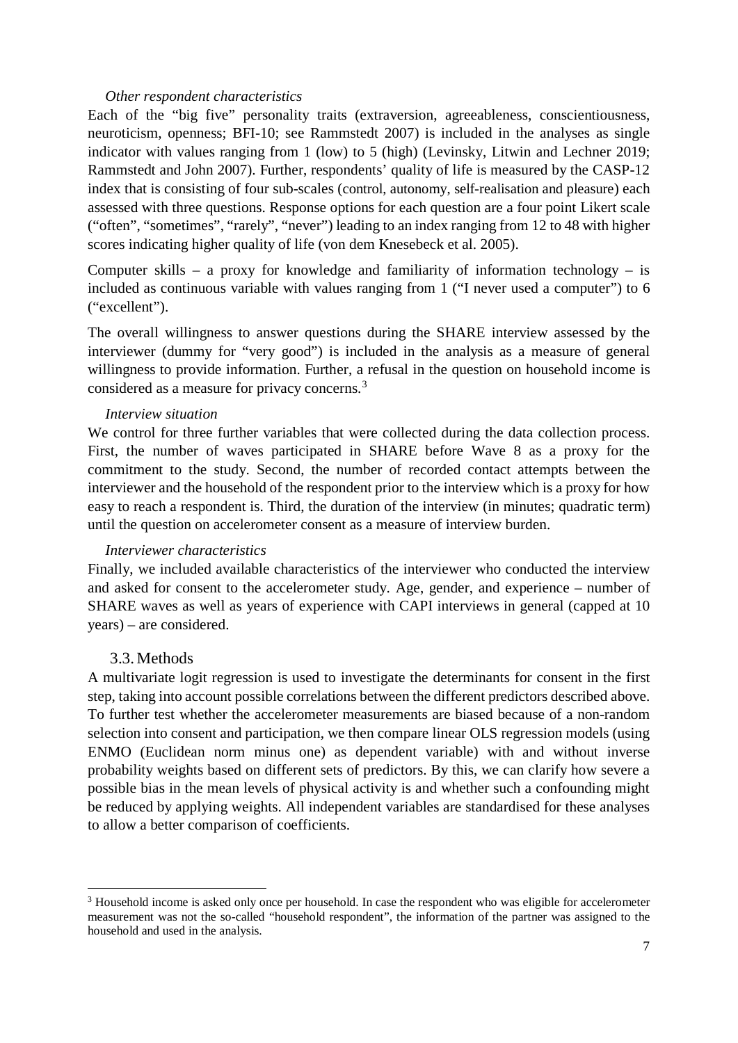*Other respondent characteristics*

Each of the "big five" personality traits (extraversion, agreeableness, conscientiousness, neuroticism, openness; BFI-10; see Rammstedt 2007) is included in the analyses as single indicator with values ranging from 1 (low) to 5 (high) (Levinsky, Litwin and Lechner 2019; Rammstedt and John 2007). Further, respondents' quality of life is measured by the CASP-12 index that is consisting of four sub-scales (control, autonomy, self-realisation and pleasure) each assessed with three questions. Response options for each question are a four point Likert scale ("often", "sometimes", "rarely", "never") leading to an index ranging from 12 to 48 with higher scores indicating higher quality of life (von dem Knesebeck et al. 2005).

Computer skills – a proxy for knowledge and familiarity of information technology – is included as continuous variable with values ranging from 1 ("I never used a computer") to 6 ("excellent").

The overall willingness to answer questions during the SHARE interview assessed by the interviewer (dummy for "very good") is included in the analysis as a measure of general willingness to provide information. Further, a refusal in the question on household income is considered as a measure for privacy concerns.[3]

*Interview situation*

We control for three further variables that were collected during the data collection process. First, the number of waves participated in SHARE before Wave 8 as a proxy for the commitment to the study. Second, the number of recorded contact attempts between the interviewer and the household of the respondent prior to the interview which is a proxy for how easy to reach a respondent is. Third, the duration of the interview (in minutes; quadratic term) until the question on accelerometer consent as a measure of interview burden.

*Interviewer characteristics*

Finally, we included available characteristics of the interviewer who conducted the interview and asked for consent to the accelerometer study. Age, gender, and experience – number of SHARE waves as well as years of experience with CAPI interviews in general (capped at 10 years) – are considered.

## 3.3. Methods

A multivariate logit regression is used to investigate the determinants for consent in the first step, taking into account possible correlations between the different predictors described above. To further test whether the accelerometer measurements are biased because of a non-random selection into consent and participation, we then compare linear OLS regression models (using ENMO (Euclidean norm minus one) as dependent variable) with and without inverse probability weights based on different sets of predictors. By this, we can clarify how severe a possible bias in the mean levels of physical activity is and whether such a confounding might be reduced by applying weights. All independent variables are standardised for these analyses to allow a better comparison of coefficients.

[3] Household income is asked only once per household. In case the respondent who was eligible for accelerometer measurement was not the so-called "household respondent", the information of the partner was assigned to the household and used in the analysis.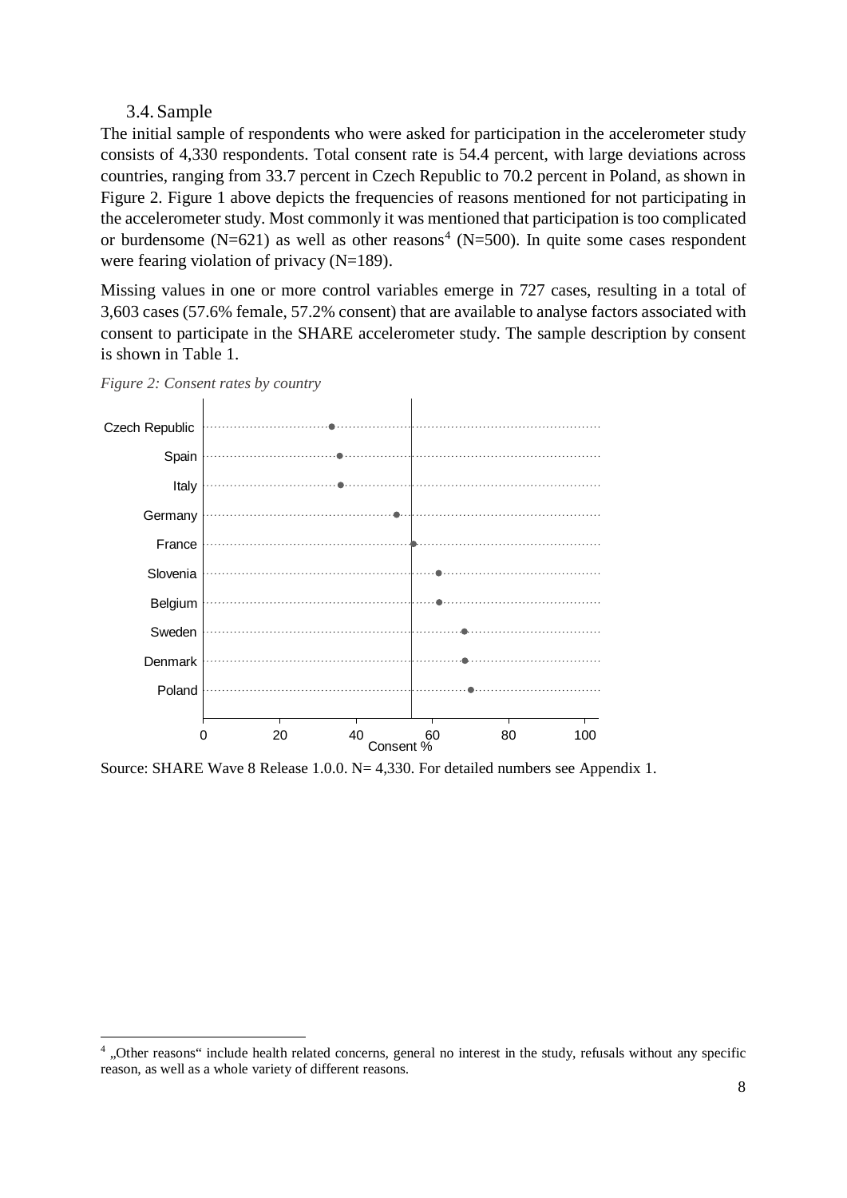### 3.4. Sample

The initial sample of respondents who were asked for participation in the accelerometer study consists of 4,330 respondents. Total consent rate is 54.4 percent, with large deviations across countries, ranging from 33.7 percent in Czech Republic to 70.2 percent in Poland, as shown in Figure 2. Figure 1 above depicts the frequencies of reasons mentioned for not participating in the accelerometer study. Most commonly it was mentioned that participation is too complicated or burdensome (N=621) as well as other reasons[4] (N=500). In quite some cases respondent were fearing violation of privacy (N=189).

Missing values in one or more control variables emerge in 727 cases, resulting in a total of 3,603 cases (57.6% female, 57.2% consent) that are available to analyse factors associated with consent to participate in the SHARE accelerometer study. The sample description by consent is shown in Table 1.

*Figure 2: Consent rates by country*

Source: SHARE Wave 8 Release 1.0.0. N= 4,330. For detailed numbers see Appendix 1.

[4] „Other reasons“ include health related concerns, general no interest in the study, refusals without any specific reason, as well as a whole variety of different reasons.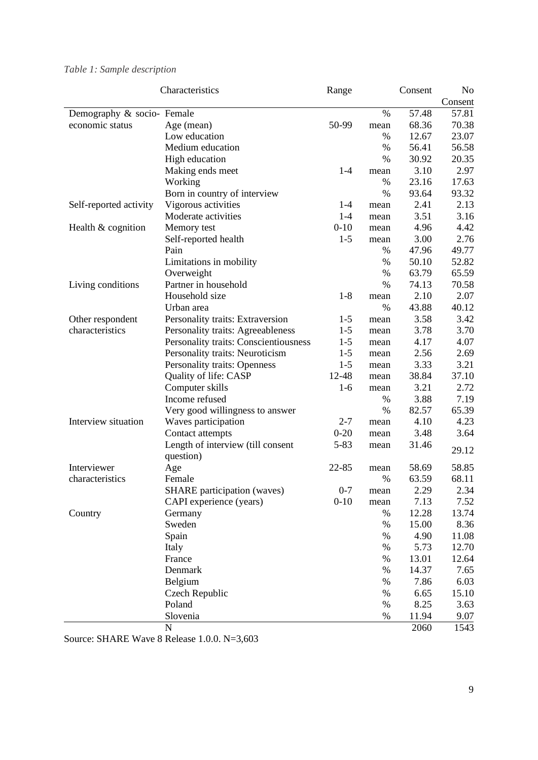*Table 1: Sample description*

| Characteristics | | Range | | Consent | No Consent |
|---|---|---|---|---|---|
| Demography & socio-economic status | Female | | % | 57.48 | 57.81 |
| | Age (mean) | 50-99 | mean | 68.36 | 70.38 |
| | Low education | | % | 12.67 | 23.07 |
| | Medium education | | % | 56.41 | 56.58 |
| | High education | | % | 30.92 | 20.35 |
| | Making ends meet | 1-4 | mean | 3.10 | 2.97 |
| | Working | | % | 23.16 | 17.63 |
| | Born in country of interview | | % | 93.64 | 93.32 |
| Self-reported activity | Vigorous activities | 1-4 | mean | 2.41 | 2.13 |
| | Moderate activities | 1-4 | mean | 3.51 | 3.16 |
| Health & cognition | Memory test | 0-10 | mean | 4.96 | 4.42 |
| | Self-reported health | 1-5 | mean | 3.00 | 2.76 |
| | Pain | | % | 47.96 | 49.77 |
| | Limitations in mobility | | % | 50.10 | 52.82 |
| | Overweight | | % | 63.79 | 65.59 |
| Living conditions | Partner in household | | % | 74.13 | 70.58 |
| | Household size | 1-8 | mean | 2.10 | 2.07 |
| | Urban area | | % | 43.88 | 40.12 |
| Other respondent characteristics | Personality traits: Extraversion | 1-5 | mean | 3.58 | 3.42 |
| | Personality traits: Agreeableness | 1-5 | mean | 3.78 | 3.70 |
| | Personality traits: Conscientiousness | 1-5 | mean | 4.17 | 4.07 |
| | Personality traits: Neuroticism | 1-5 | mean | 2.56 | 2.69 |
| | Personality traits: Openness | 1-5 | mean | 3.33 | 3.21 |
| | Quality of life: CASP | 12-48 | mean | 38.84 | 37.10 |
| | Computer skills | 1-6 | mean | 3.21 | 2.72 |
| | Income refused | | % | 3.88 | 7.19 |
| | Very good willingness to answer | | % | 82.57 | 65.39 |
| Interview situation | Waves participation | 2-7 | mean | 4.10 | 4.23 |
| | Contact attempts | 0-20 | mean | 3.48 | 3.64 |
| | Length of interview (till consent question) | 5-83 | mean | 31.46 | 29.12 |
| Interviewer characteristics | Age | 22-85 | mean | 58.69 | 58.85 |
| | Female | | % | 63.59 | 68.11 |
| | SHARE participation (waves) | 0-7 | mean | 2.29 | 2.34 |
| | CAPI experience (years) | 0-10 | mean | 7.13 | 7.52 |
| Country | Germany | | % | 12.28 | 13.74 |
| | Sweden | | % | 15.00 | 8.36 |
| | Spain | | % | 4.90 | 11.08 |
| | Italy | | % | 5.73 | 12.70 |
| | France | | % | 13.01 | 12.64 |
| | Denmark | | % | 14.37 | 7.65 |
| | Belgium | | % | 7.86 | 6.03 |
| | Czech Republic | | % | 6.65 | 15.10 |
| | Poland | | % | 8.25 | 3.63 |
| | Slovenia | | % | 11.94 | 9.07 |
| | N | | | 2060 | 1543 |

Source: SHARE Wave 8 Release 1.0.0. N=3,603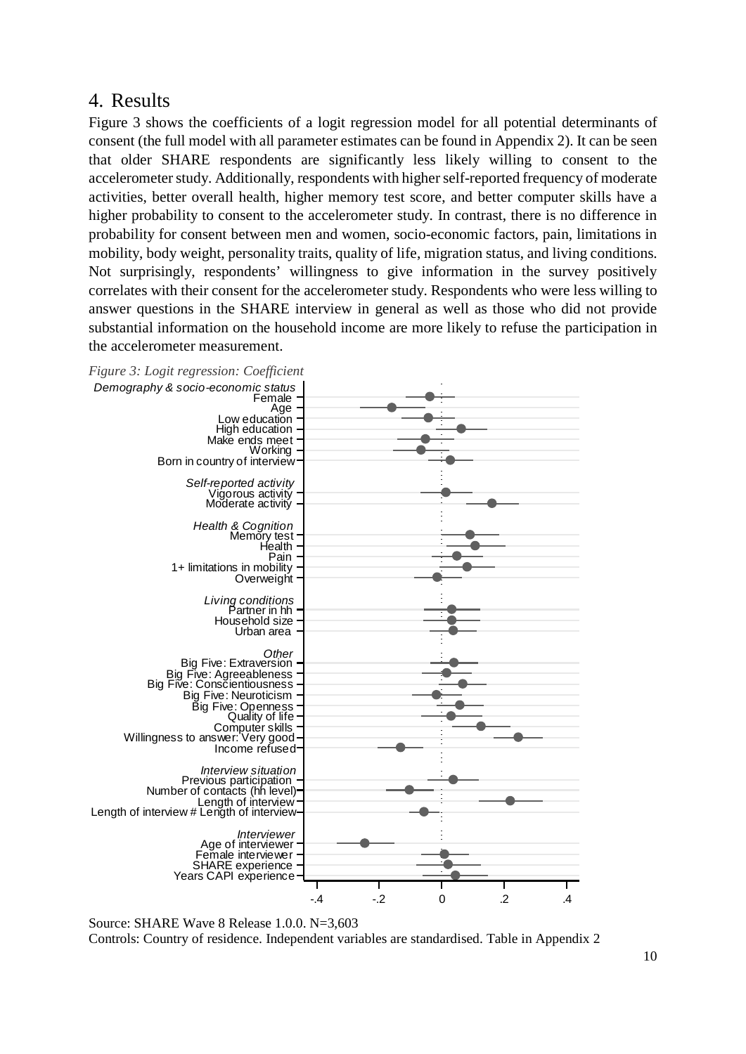## 4. Results

Figure 3 shows the coefficients of a logit regression model for all potential determinants of consent (the full model with all parameter estimates can be found in Appendix 2). It can be seen that older SHARE respondents are significantly less likely willing to consent to the accelerometer study. Additionally, respondents with higher self-reported frequency of moderate activities, better overall health, higher memory test score, and better computer skills have a higher probability to consent to the accelerometer study. In contrast, there is no difference in probability for consent between men and women, socio-economic factors, pain, limitations in mobility, body weight, personality traits, quality of life, migration status, and living conditions. Not surprisingly, respondents' willingness to give information in the survey positively correlates with their consent for the accelerometer study. Respondents who were less willing to answer questions in the SHARE interview in general as well as those who did not provide substantial information on the household income are more likely to refuse the participation in the accelerometer measurement.

*Figure 3: Logit regression: Coefficient*

Source: SHARE Wave 8 Release 1.0.0. N=3,603

Controls: Country of residence. Independent variables are standardised. Table in Appendix 2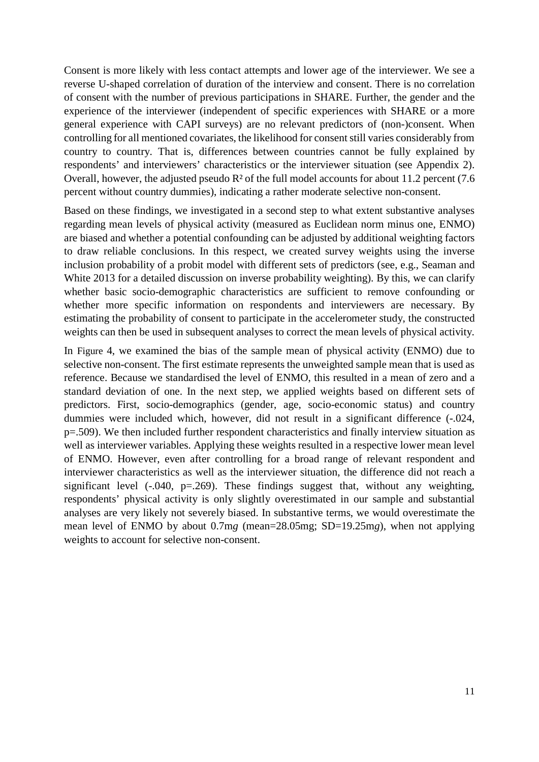Consent is more likely with less contact attempts and lower age of the interviewer. We see a reverse U-shaped correlation of duration of the interview and consent. There is no correlation of consent with the number of previous participations in SHARE. Further, the gender and the experience of the interviewer (independent of specific experiences with SHARE or a more general experience with CAPI surveys) are no relevant predictors of (non-)consent. When controlling for all mentioned covariates, the likelihood for consent still varies considerably from country to country. That is, differences between countries cannot be fully explained by respondents' and interviewers' characteristics or the interviewer situation (see Appendix 2). Overall, however, the adjusted pseudo $R^2$ of the full model accounts for about 11.2 percent (7.6 percent without country dummies), indicating a rather moderate selective non-consent.

Based on these findings, we investigated in a second step to what extent substantive analyses regarding mean levels of physical activity (measured as Euclidean norm minus one, ENMO) are biased and whether a potential confounding can be adjusted by additional weighting factors to draw reliable conclusions. In this respect, we created survey weights using the inverse inclusion probability of a probit model with different sets of predictors (see, e.g., Seaman and White 2013 for a detailed discussion on inverse probability weighting). By this, we can clarify whether basic socio-demographic characteristics are sufficient to remove confounding or whether more specific information on respondents and interviewers are necessary. By estimating the probability of consent to participate in the accelerometer study, the constructed weights can then be used in subsequent analyses to correct the mean levels of physical activity.

In Figure 4, we examined the bias of the sample mean of physical activity (ENMO) due to selective non-consent. The first estimate represents the unweighted sample mean that is used as reference. Because we standardised the level of ENMO, this resulted in a mean of zero and a standard deviation of one. In the next step, we applied weights based on different sets of predictors. First, socio-demographics (gender, age, socio-economic status) and country dummies were included which, however, did not result in a significant difference (-.024, $p=.509$). We then included further respondent characteristics and finally interview situation as well as interviewer variables. Applying these weights resulted in a respective lower mean level of ENMO. However, even after controlling for a broad range of relevant respondent and interviewer characteristics as well as the interviewer situation, the difference did not reach a significant level (-.040, $p=.269$). These findings suggest that, without any weighting, respondents' physical activity is only slightly overestimated in our sample and substantial analyses are very likely not severely biased. In substantive terms, we would overestimate the mean level of ENMO by about 0.7m*g* (mean=28.05mg; SD=19.25m*g*), when not applying weights to account for selective non-consent.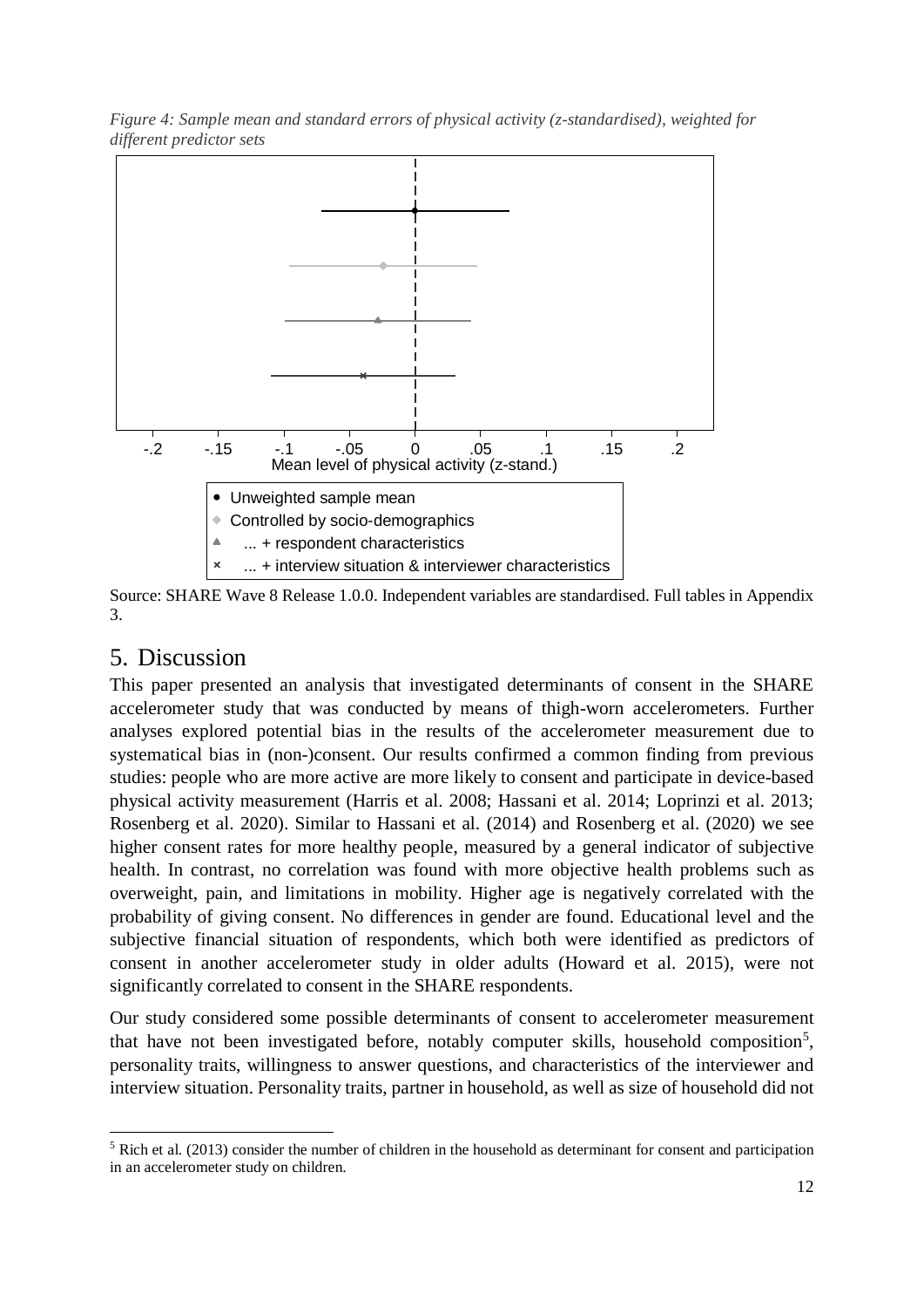*Figure 4: Sample mean and standard errors of physical activity (z-standardised), weighted for different predictor sets*

Source: SHARE Wave 8 Release 1.0.0. Independent variables are standardised. Full tables in Appendix 3.

## 5. Discussion

This paper presented an analysis that investigated determinants of consent in the SHARE accelerometer study that was conducted by means of thigh-worn accelerometers. Further analyses explored potential bias in the results of the accelerometer measurement due to systematical bias in (non-)consent. Our results confirmed a common finding from previous studies: people who are more active are more likely to consent and participate in device-based physical activity measurement (Harris et al. 2008; Hassani et al. 2014; Loprinzi et al. 2013; Rosenberg et al. 2020). Similar to Hassani et al. (2014) and Rosenberg et al. (2020) we see higher consent rates for more healthy people, measured by a general indicator of subjective health. In contrast, no correlation was found with more objective health problems such as overweight, pain, and limitations in mobility. Higher age is negatively correlated with the probability of giving consent. No differences in gender are found. Educational level and the subjective financial situation of respondents, which both were identified as predictors of consent in another accelerometer study in older adults (Howard et al. 2015), were not significantly correlated to consent in the SHARE respondents.

Our study considered some possible determinants of consent to accelerometer measurement that have not been investigated before, notably computer skills, household composition[5], personality traits, willingness to answer questions, and characteristics of the interviewer and interview situation. Personality traits, partner in household, as well as size of household did not

[5] Rich et al. (2013) consider the number of children in the household as determinant for consent and participation in an accelerometer study on children.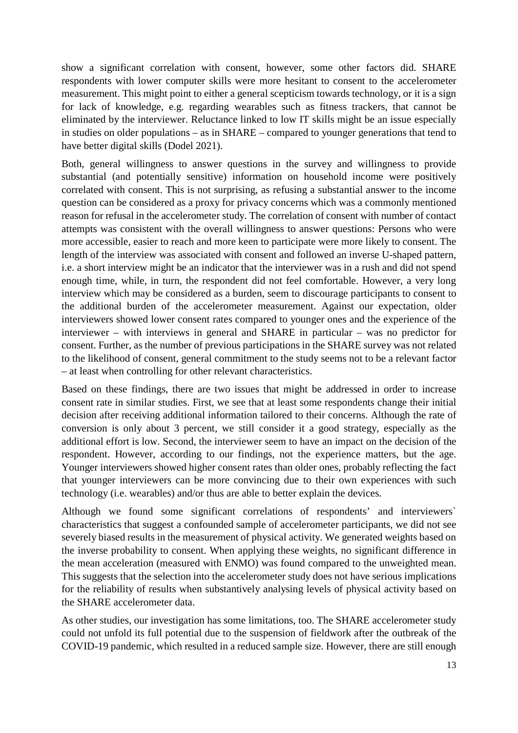show a significant correlation with consent, however, some other factors did. SHARE respondents with lower computer skills were more hesitant to consent to the accelerometer measurement. This might point to either a general scepticism towards technology, or it is a sign for lack of knowledge, e.g. regarding wearables such as fitness trackers, that cannot be eliminated by the interviewer. Reluctance linked to low IT skills might be an issue especially in studies on older populations – as in SHARE – compared to younger generations that tend to have better digital skills (Dodel 2021).

Both, general willingness to answer questions in the survey and willingness to provide substantial (and potentially sensitive) information on household income were positively correlated with consent. This is not surprising, as refusing a substantial answer to the income question can be considered as a proxy for privacy concerns which was a commonly mentioned reason for refusal in the accelerometer study. The correlation of consent with number of contact attempts was consistent with the overall willingness to answer questions: Persons who were more accessible, easier to reach and more keen to participate were more likely to consent. The length of the interview was associated with consent and followed an inverse U-shaped pattern, i.e. a short interview might be an indicator that the interviewer was in a rush and did not spend enough time, while, in turn, the respondent did not feel comfortable. However, a very long interview which may be considered as a burden, seem to discourage participants to consent to the additional burden of the accelerometer measurement. Against our expectation, older interviewers showed lower consent rates compared to younger ones and the experience of the interviewer – with interviews in general and SHARE in particular – was no predictor for consent. Further, as the number of previous participations in the SHARE survey was not related to the likelihood of consent, general commitment to the study seems not to be a relevant factor – at least when controlling for other relevant characteristics.

Based on these findings, there are two issues that might be addressed in order to increase consent rate in similar studies. First, we see that at least some respondents change their initial decision after receiving additional information tailored to their concerns. Although the rate of conversion is only about 3 percent, we still consider it a good strategy, especially as the additional effort is low. Second, the interviewer seem to have an impact on the decision of the respondent. However, according to our findings, not the experience matters, but the age. Younger interviewers showed higher consent rates than older ones, probably reflecting the fact that younger interviewers can be more convincing due to their own experiences with such technology (i.e. wearables) and/or thus are able to better explain the devices.

Although we found some significant correlations of respondents' and interviewers` characteristics that suggest a confounded sample of accelerometer participants, we did not see severely biased results in the measurement of physical activity. We generated weights based on the inverse probability to consent. When applying these weights, no significant difference in the mean acceleration (measured with ENMO) was found compared to the unweighted mean. This suggests that the selection into the accelerometer study does not have serious implications for the reliability of results when substantively analysing levels of physical activity based on the SHARE accelerometer data.

As other studies, our investigation has some limitations, too. The SHARE accelerometer study could not unfold its full potential due to the suspension of fieldwork after the outbreak of the COVID-19 pandemic, which resulted in a reduced sample size. However, there are still enough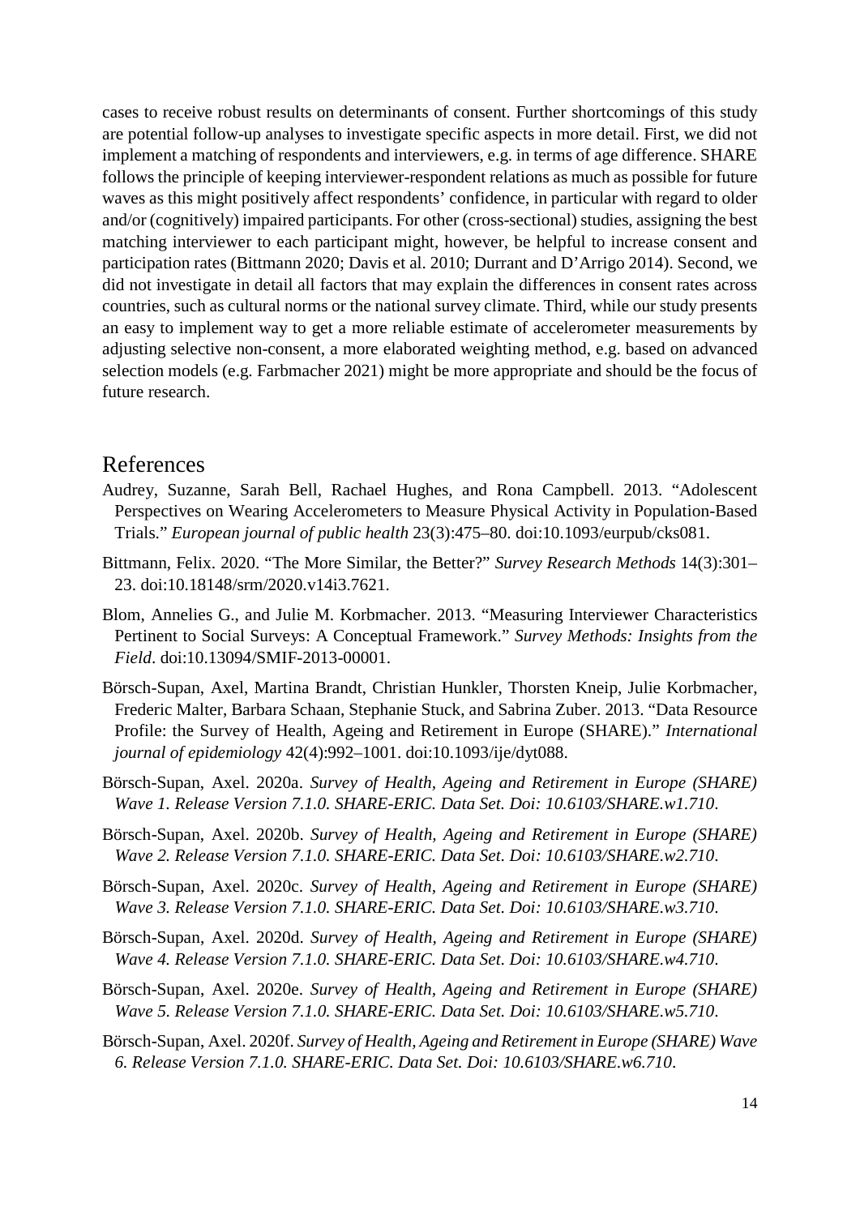cases to receive robust results on determinants of consent. Further shortcomings of this study are potential follow-up analyses to investigate specific aspects in more detail. First, we did not implement a matching of respondents and interviewers, e.g. in terms of age difference. SHARE follows the principle of keeping interviewer-respondent relations as much as possible for future waves as this might positively affect respondents' confidence, in particular with regard to older and/or (cognitively) impaired participants. For other (cross-sectional) studies, assigning the best matching interviewer to each participant might, however, be helpful to increase consent and participation rates (Bittmann 2020; Davis et al. 2010; Durrant and D'Arrigo 2014). Second, we did not investigate in detail all factors that may explain the differences in consent rates across countries, such as cultural norms or the national survey climate. Third, while our study presents an easy to implement way to get a more reliable estimate of accelerometer measurements by adjusting selective non-consent, a more elaborated weighting method, e.g. based on advanced selection models (e.g. Farbmacher 2021) might be more appropriate and should be the focus of future research.

# References

Audrey, Suzanne, Sarah Bell, Rachael Hughes, and Rona Campbell. 2013. "Adolescent Perspectives on Wearing Accelerometers to Measure Physical Activity in Population-Based Trials." *European journal of public health* 23(3):475–80. doi:10.1093/eurpub/cks081.

Bittmann, Felix. 2020. "The More Similar, the Better?" *Survey Research Methods* 14(3):301–23. doi:10.18148/srm/2020.v14i3.7621.

Blom, Annelies G., and Julie M. Korbmacher. 2013. "Measuring Interviewer Characteristics Pertinent to Social Surveys: A Conceptual Framework." *Survey Methods: Insights from the Field*. doi:10.13094/SMIF-2013-00001.

Börsch-Supan, Axel, Martina Brandt, Christian Hunkler, Thorsten Kneip, Julie Korbmacher, Frederic Malter, Barbara Schaan, Stephanie Stuck, and Sabrina Zuber. 2013. "Data Resource Profile: the Survey of Health, Ageing and Retirement in Europe (SHARE)." *International journal of epidemiology* 42(4):992–1001. doi:10.1093/ije/dyt088.

Börsch-Supan, Axel. 2020a. *Survey of Health, Ageing and Retirement in Europe (SHARE) Wave 1. Release Version 7.1.0. SHARE-ERIC. Data Set. Doi: 10.6103/SHARE.w1.710*.

Börsch-Supan, Axel. 2020b. *Survey of Health, Ageing and Retirement in Europe (SHARE) Wave 2. Release Version 7.1.0. SHARE-ERIC. Data Set. Doi: 10.6103/SHARE.w2.710*.

Börsch-Supan, Axel. 2020c. *Survey of Health, Ageing and Retirement in Europe (SHARE) Wave 3. Release Version 7.1.0. SHARE-ERIC. Data Set. Doi: 10.6103/SHARE.w3.710*.

Börsch-Supan, Axel. 2020d. *Survey of Health, Ageing and Retirement in Europe (SHARE) Wave 4. Release Version 7.1.0. SHARE-ERIC. Data Set. Doi: 10.6103/SHARE.w4.710*.

Börsch-Supan, Axel. 2020e. *Survey of Health, Ageing and Retirement in Europe (SHARE) Wave 5. Release Version 7.1.0. SHARE-ERIC. Data Set. Doi: 10.6103/SHARE.w5.710*.

Börsch-Supan, Axel. 2020f. *Survey of Health, Ageing and Retirement in Europe (SHARE) Wave 6. Release Version 7.1.0. SHARE-ERIC. Data Set. Doi: 10.6103/SHARE.w6.710*.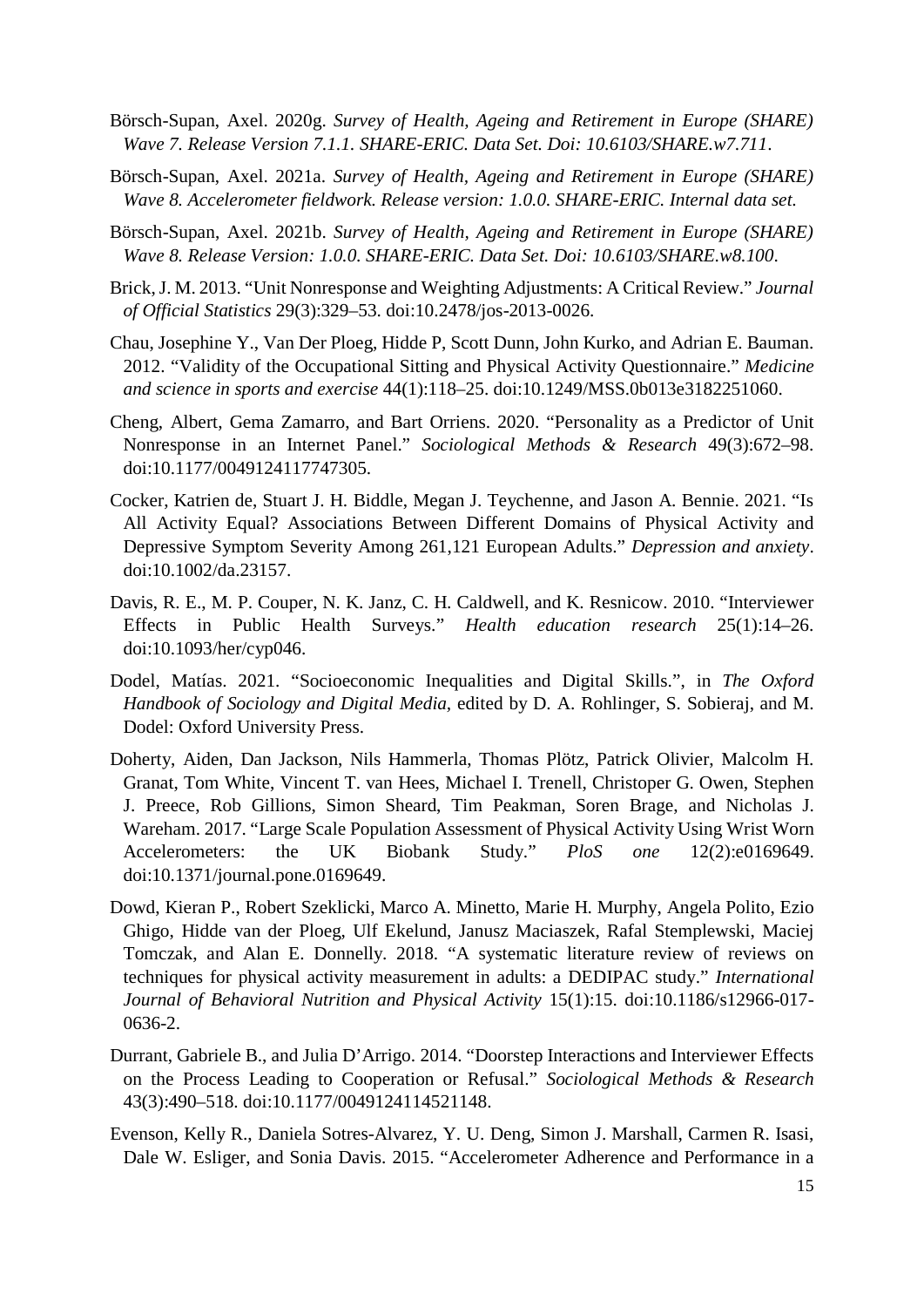Börsch-Supan, Axel. 2020g. *Survey of Health, Ageing and Retirement in Europe (SHARE) Wave 7. Release Version 7.1.1. SHARE-ERIC. Data Set. Doi: 10.6103/SHARE.w7.711*.

Börsch-Supan, Axel. 2021a. *Survey of Health, Ageing and Retirement in Europe (SHARE) Wave 8. Accelerometer fieldwork. Release version: 1.0.0. SHARE-ERIC. Internal data set.*

Börsch-Supan, Axel. 2021b. *Survey of Health, Ageing and Retirement in Europe (SHARE) Wave 8. Release Version: 1.0.0. SHARE-ERIC. Data Set. Doi: 10.6103/SHARE.w8.100*.

Brick, J. M. 2013. "Unit Nonresponse and Weighting Adjustments: A Critical Review." *Journal of Official Statistics* 29(3):329–53. doi:10.2478/jos-2013-0026.

Chau, Josephine Y., Van Der Ploeg, Hidde P, Scott Dunn, John Kurko, and Adrian E. Bauman. 2012. "Validity of the Occupational Sitting and Physical Activity Questionnaire." *Medicine and science in sports and exercise* 44(1):118–25. doi:10.1249/MSS.0b013e3182251060.

Cheng, Albert, Gema Zamarro, and Bart Orriens. 2020. "Personality as a Predictor of Unit Nonresponse in an Internet Panel." *Sociological Methods & Research* 49(3):672–98. doi:10.1177/0049124117747305.

Cocker, Katrien de, Stuart J. H. Biddle, Megan J. Teychenne, and Jason A. Bennie. 2021. "Is All Activity Equal? Associations Between Different Domains of Physical Activity and Depressive Symptom Severity Among 261,121 European Adults." *Depression and anxiety*. doi:10.1002/da.23157.

Davis, R. E., M. P. Couper, N. K. Janz, C. H. Caldwell, and K. Resnicow. 2010. "Interviewer Effects in Public Health Surveys." *Health education research* 25(1):14–26. doi:10.1093/her/cyp046.

Dodel, Matías. 2021. "Socioeconomic Inequalities and Digital Skills.", in *The Oxford Handbook of Sociology and Digital Media*, edited by D. A. Rohlinger, S. Sobieraj, and M. Dodel: Oxford University Press.

Doherty, Aiden, Dan Jackson, Nils Hammerla, Thomas Plötz, Patrick Olivier, Malcolm H. Granat, Tom White, Vincent T. van Hees, Michael I. Trenell, Christoper G. Owen, Stephen J. Preece, Rob Gillions, Simon Sheard, Tim Peakman, Soren Brage, and Nicholas J. Wareham. 2017. "Large Scale Population Assessment of Physical Activity Using Wrist Worn Accelerometers: the UK Biobank Study." *PloS one* 12(2):e0169649. doi:10.1371/journal.pone.0169649.

Dowd, Kieran P., Robert Szeklicki, Marco A. Minetto, Marie H. Murphy, Angela Polito, Ezio Ghigo, Hidde van der Ploeg, Ulf Ekelund, Janusz Maciaszek, Rafal Stemplewski, Maciej Tomczak, and Alan E. Donnelly. 2018. "A systematic literature review of reviews on techniques for physical activity measurement in adults: a DEDIPAC study." *International Journal of Behavioral Nutrition and Physical Activity* 15(1):15. doi:10.1186/s12966-017-0636-2.

Durrant, Gabriele B., and Julia D'Arrigo. 2014. "Doorstep Interactions and Interviewer Effects on the Process Leading to Cooperation or Refusal." *Sociological Methods & Research* 43(3):490–518. doi:10.1177/0049124114521148.

Evenson, Kelly R., Daniela Sotres-Alvarez, Y. U. Deng, Simon J. Marshall, Carmen R. Isasi, Dale W. Esliger, and Sonia Davis. 2015. "Accelerometer Adherence and Performance in a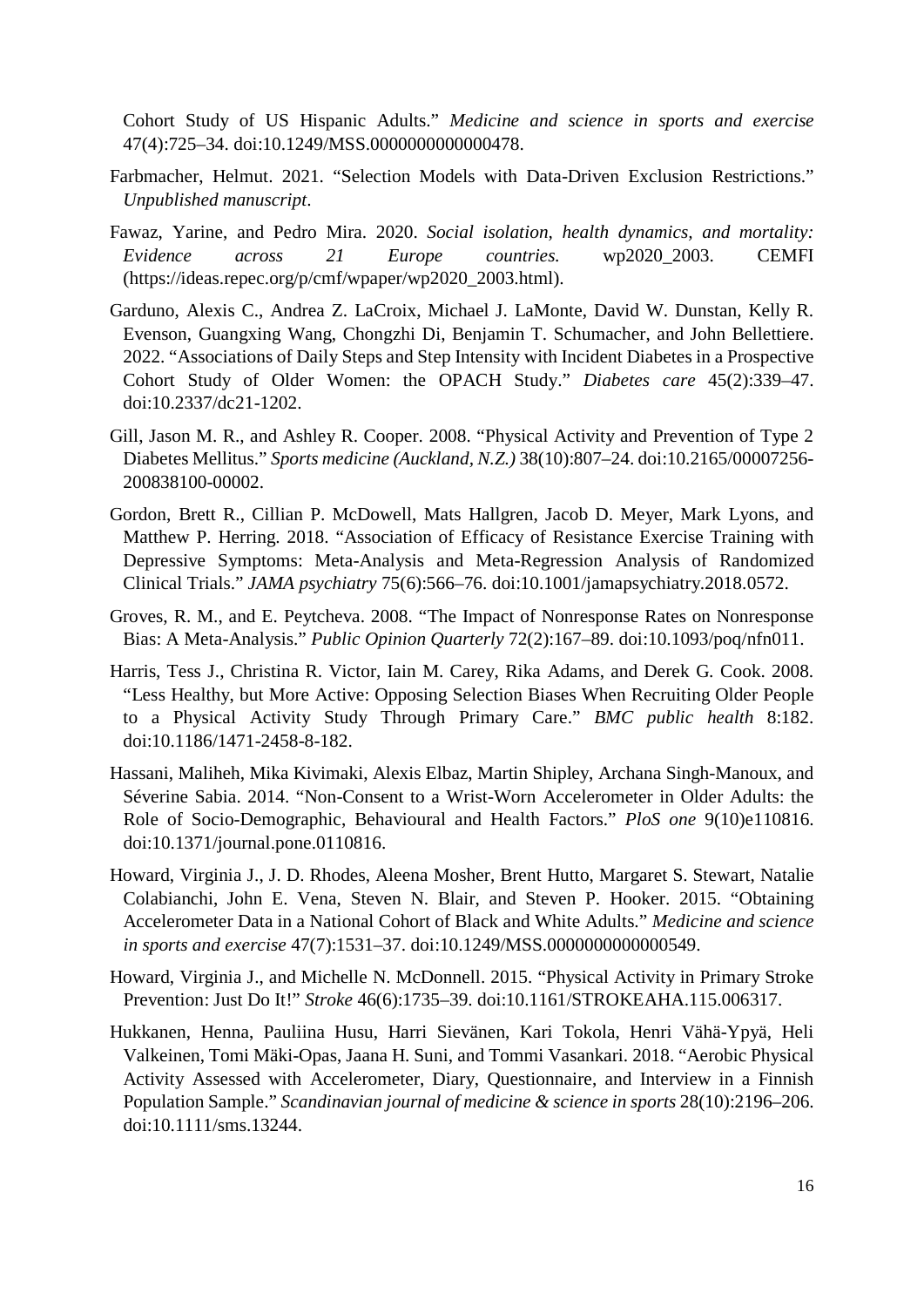Cohort Study of US Hispanic Adults." *Medicine and science in sports and exercise* 47(4):725–34. doi:10.1249/MSS.0000000000000478.

Farbmacher, Helmut. 2021. "Selection Models with Data-Driven Exclusion Restrictions." *Unpublished manuscript*.

Fawaz, Yarine, and Pedro Mira. 2020. *Social isolation, health dynamics, and mortality: Evidence across 21 Europe countries.* wp2020_2003. CEMFI (https://ideas.repec.org/p/cmf/wpaper/wp2020_2003.html).

Garduno, Alexis C., Andrea Z. LaCroix, Michael J. LaMonte, David W. Dunstan, Kelly R. Evenson, Guangxing Wang, Chongzhi Di, Benjamin T. Schumacher, and John Bellettiere. 2022. "Associations of Daily Steps and Step Intensity with Incident Diabetes in a Prospective Cohort Study of Older Women: the OPACH Study." *Diabetes care* 45(2):339–47. doi:10.2337/dc21-1202.

Gill, Jason M. R., and Ashley R. Cooper. 2008. "Physical Activity and Prevention of Type 2 Diabetes Mellitus." *Sports medicine (Auckland, N.Z.)* 38(10):807–24. doi:10.2165/00007256-200838100-00002.

Gordon, Brett R., Cillian P. McDowell, Mats Hallgren, Jacob D. Meyer, Mark Lyons, and Matthew P. Herring. 2018. "Association of Efficacy of Resistance Exercise Training with Depressive Symptoms: Meta-Analysis and Meta-Regression Analysis of Randomized Clinical Trials." *JAMA psychiatry* 75(6):566–76. doi:10.1001/jamapsychiatry.2018.0572.

Groves, R. M., and E. Peytcheva. 2008. "The Impact of Nonresponse Rates on Nonresponse Bias: A Meta-Analysis." *Public Opinion Quarterly* 72(2):167–89. doi:10.1093/poq/nfn011.

Harris, Tess J., Christina R. Victor, Iain M. Carey, Rika Adams, and Derek G. Cook. 2008. "Less Healthy, but More Active: Opposing Selection Biases When Recruiting Older People to a Physical Activity Study Through Primary Care." *BMC public health* 8:182. doi:10.1186/1471-2458-8-182.

Hassani, Maliheh, Mika Kivimaki, Alexis Elbaz, Martin Shipley, Archana Singh-Manoux, and Séverine Sabia. 2014. "Non-Consent to a Wrist-Worn Accelerometer in Older Adults: the Role of Socio-Demographic, Behavioural and Health Factors." *PloS one* 9(10)e110816. doi:10.1371/journal.pone.0110816.

Howard, Virginia J., J. D. Rhodes, Aleena Mosher, Brent Hutto, Margaret S. Stewart, Natalie Colabianchi, John E. Vena, Steven N. Blair, and Steven P. Hooker. 2015. "Obtaining Accelerometer Data in a National Cohort of Black and White Adults." *Medicine and science in sports and exercise* 47(7):1531–37. doi:10.1249/MSS.0000000000000549.

Howard, Virginia J., and Michelle N. McDonnell. 2015. "Physical Activity in Primary Stroke Prevention: Just Do It!" *Stroke* 46(6):1735–39. doi:10.1161/STROKEAHA.115.006317.

Hukkanen, Henna, Pauliina Husu, Harri Sievänen, Kari Tokola, Henri Vähä-Ypyä, Heli Valkeinen, Tomi Mäki-Opas, Jaana H. Suni, and Tommi Vasankari. 2018. "Aerobic Physical Activity Assessed with Accelerometer, Diary, Questionnaire, and Interview in a Finnish Population Sample." *Scandinavian journal of medicine & science in sports* 28(10):2196–206. doi:10.1111/sms.13244.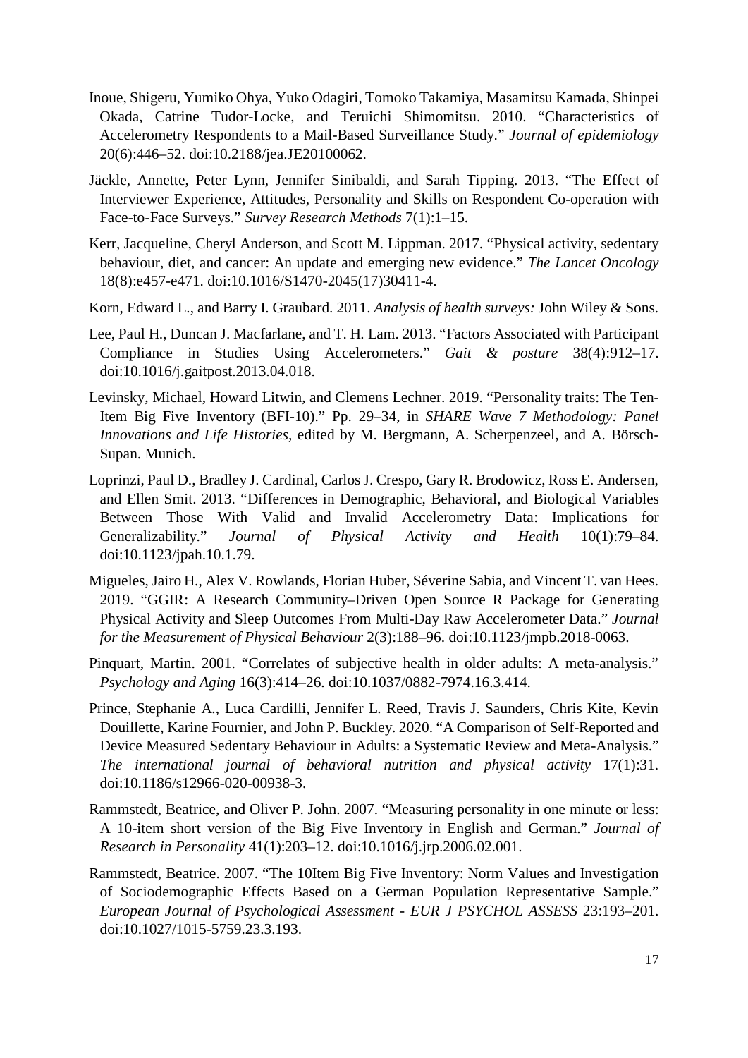Inoue, Shigeru, Yumiko Ohya, Yuko Odagiri, Tomoko Takamiya, Masamitsu Kamada, Shinpei Okada, Catrine Tudor-Locke, and Teruichi Shimomitsu. 2010. "Characteristics of Accelerometry Respondents to a Mail-Based Surveillance Study." *Journal of epidemiology* 20(6):446–52. doi:10.2188/jea.JE20100062.

Jäckle, Annette, Peter Lynn, Jennifer Sinibaldi, and Sarah Tipping. 2013. "The Effect of Interviewer Experience, Attitudes, Personality and Skills on Respondent Co-operation with Face-to-Face Surveys." *Survey Research Methods* 7(1):1–15.

Kerr, Jacqueline, Cheryl Anderson, and Scott M. Lippman. 2017. "Physical activity, sedentary behaviour, diet, and cancer: An update and emerging new evidence." *The Lancet Oncology* 18(8):e457-e471. doi:10.1016/S1470-2045(17)30411-4.

Korn, Edward L., and Barry I. Graubard. 2011. *Analysis of health surveys:* John Wiley & Sons.

Lee, Paul H., Duncan J. Macfarlane, and T. H. Lam. 2013. "Factors Associated with Participant Compliance in Studies Using Accelerometers." *Gait & posture* 38(4):912–17. doi:10.1016/j.gaitpost.2013.04.018.

Levinsky, Michael, Howard Litwin, and Clemens Lechner. 2019. "Personality traits: The Ten-Item Big Five Inventory (BFI-10)." Pp. 29–34, in *SHARE Wave 7 Methodology: Panel Innovations and Life Histories*, edited by M. Bergmann, A. Scherpenzeel, and A. Börsch-Supan. Munich.

Loprinzi, Paul D., Bradley J. Cardinal, Carlos J. Crespo, Gary R. Brodowicz, Ross E. Andersen, and Ellen Smit. 2013. "Differences in Demographic, Behavioral, and Biological Variables Between Those With Valid and Invalid Accelerometry Data: Implications for Generalizability." *Journal of Physical Activity and Health* 10(1):79–84. doi:10.1123/jpah.10.1.79.

Migueles, Jairo H., Alex V. Rowlands, Florian Huber, Séverine Sabia, and Vincent T. van Hees. 2019. "GGIR: A Research Community–Driven Open Source R Package for Generating Physical Activity and Sleep Outcomes From Multi-Day Raw Accelerometer Data." *Journal for the Measurement of Physical Behaviour* 2(3):188–96. doi:10.1123/jmpb.2018-0063.

Pinquart, Martin. 2001. "Correlates of subjective health in older adults: A meta-analysis." *Psychology and Aging* 16(3):414–26. doi:10.1037/0882-7974.16.3.414.

Prince, Stephanie A., Luca Cardilli, Jennifer L. Reed, Travis J. Saunders, Chris Kite, Kevin Douillette, Karine Fournier, and John P. Buckley. 2020. "A Comparison of Self-Reported and Device Measured Sedentary Behaviour in Adults: a Systematic Review and Meta-Analysis." *The international journal of behavioral nutrition and physical activity* 17(1):31. doi:10.1186/s12966-020-00938-3.

Rammstedt, Beatrice, and Oliver P. John. 2007. "Measuring personality in one minute or less: A 10-item short version of the Big Five Inventory in English and German." *Journal of Research in Personality* 41(1):203–12. doi:10.1016/j.jrp.2006.02.001.

Rammstedt, Beatrice. 2007. "The 10Item Big Five Inventory: Norm Values and Investigation of Sociodemographic Effects Based on a German Population Representative Sample." *European Journal of Psychological Assessment - EUR J PSYCHOL ASSESS* 23:193–201. doi:10.1027/1015-5759.23.3.193.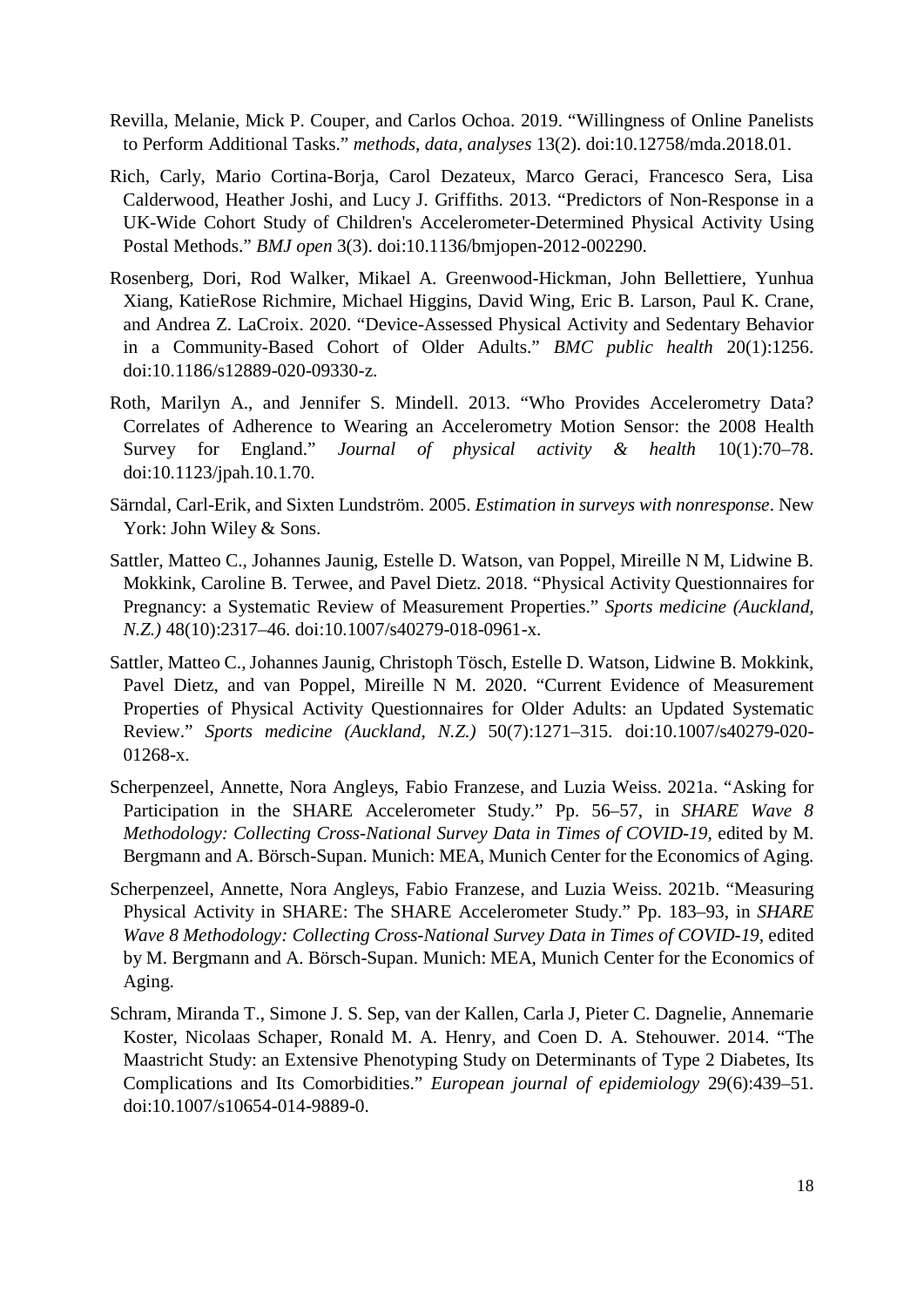Revilla, Melanie, Mick P. Couper, and Carlos Ochoa. 2019. "Willingness of Online Panelists to Perform Additional Tasks." *methods, data, analyses* 13(2). doi:10.12758/mda.2018.01.

Rich, Carly, Mario Cortina-Borja, Carol Dezateux, Marco Geraci, Francesco Sera, Lisa Calderwood, Heather Joshi, and Lucy J. Griffiths. 2013. "Predictors of Non-Response in a UK-Wide Cohort Study of Children's Accelerometer-Determined Physical Activity Using Postal Methods." *BMJ open* 3(3). doi:10.1136/bmjopen-2012-002290.

Rosenberg, Dori, Rod Walker, Mikael A. Greenwood-Hickman, John Bellettiere, Yunhua Xiang, KatieRose Richmire, Michael Higgins, David Wing, Eric B. Larson, Paul K. Crane, and Andrea Z. LaCroix. 2020. "Device-Assessed Physical Activity and Sedentary Behavior in a Community-Based Cohort of Older Adults." *BMC public health* 20(1):1256. doi:10.1186/s12889-020-09330-z.

Roth, Marilyn A., and Jennifer S. Mindell. 2013. "Who Provides Accelerometry Data? Correlates of Adherence to Wearing an Accelerometry Motion Sensor: the 2008 Health Survey for England." *Journal of physical activity & health* 10(1):70–78. doi:10.1123/jpah.10.1.70.

Särndal, Carl-Erik, and Sixten Lundström. 2005. *Estimation in surveys with nonresponse*. New York: John Wiley & Sons.

Sattler, Matteo C., Johannes Jaunig, Estelle D. Watson, van Poppel, Mireille N M, Lidwine B. Mokkink, Caroline B. Terwee, and Pavel Dietz. 2018. "Physical Activity Questionnaires for Pregnancy: a Systematic Review of Measurement Properties." *Sports medicine (Auckland, N.Z.)* 48(10):2317–46. doi:10.1007/s40279-018-0961-x.

Sattler, Matteo C., Johannes Jaunig, Christoph Tösch, Estelle D. Watson, Lidwine B. Mokkink, Pavel Dietz, and van Poppel, Mireille N M. 2020. "Current Evidence of Measurement Properties of Physical Activity Questionnaires for Older Adults: an Updated Systematic Review." *Sports medicine (Auckland, N.Z.)* 50(7):1271–315. doi:10.1007/s40279-020-01268-x.

Scherpenzeel, Annette, Nora Angleys, Fabio Franzese, and Luzia Weiss. 2021a. "Asking for Participation in the SHARE Accelerometer Study." Pp. 56–57, in *SHARE Wave 8 Methodology: Collecting Cross-National Survey Data in Times of COVID-19*, edited by M. Bergmann and A. Börsch-Supan. Munich: MEA, Munich Center for the Economics of Aging.

Scherpenzeel, Annette, Nora Angleys, Fabio Franzese, and Luzia Weiss. 2021b. "Measuring Physical Activity in SHARE: The SHARE Accelerometer Study." Pp. 183–93, in *SHARE Wave 8 Methodology: Collecting Cross-National Survey Data in Times of COVID-19*, edited by M. Bergmann and A. Börsch-Supan. Munich: MEA, Munich Center for the Economics of Aging.

Schram, Miranda T., Simone J. S. Sep, van der Kallen, Carla J, Pieter C. Dagnelie, Annemarie Koster, Nicolaas Schaper, Ronald M. A. Henry, and Coen D. A. Stehouwer. 2014. "The Maastricht Study: an Extensive Phenotyping Study on Determinants of Type 2 Diabetes, Its Complications and Its Comorbidities." *European journal of epidemiology* 29(6):439–51. doi:10.1007/s10654-014-9889-0.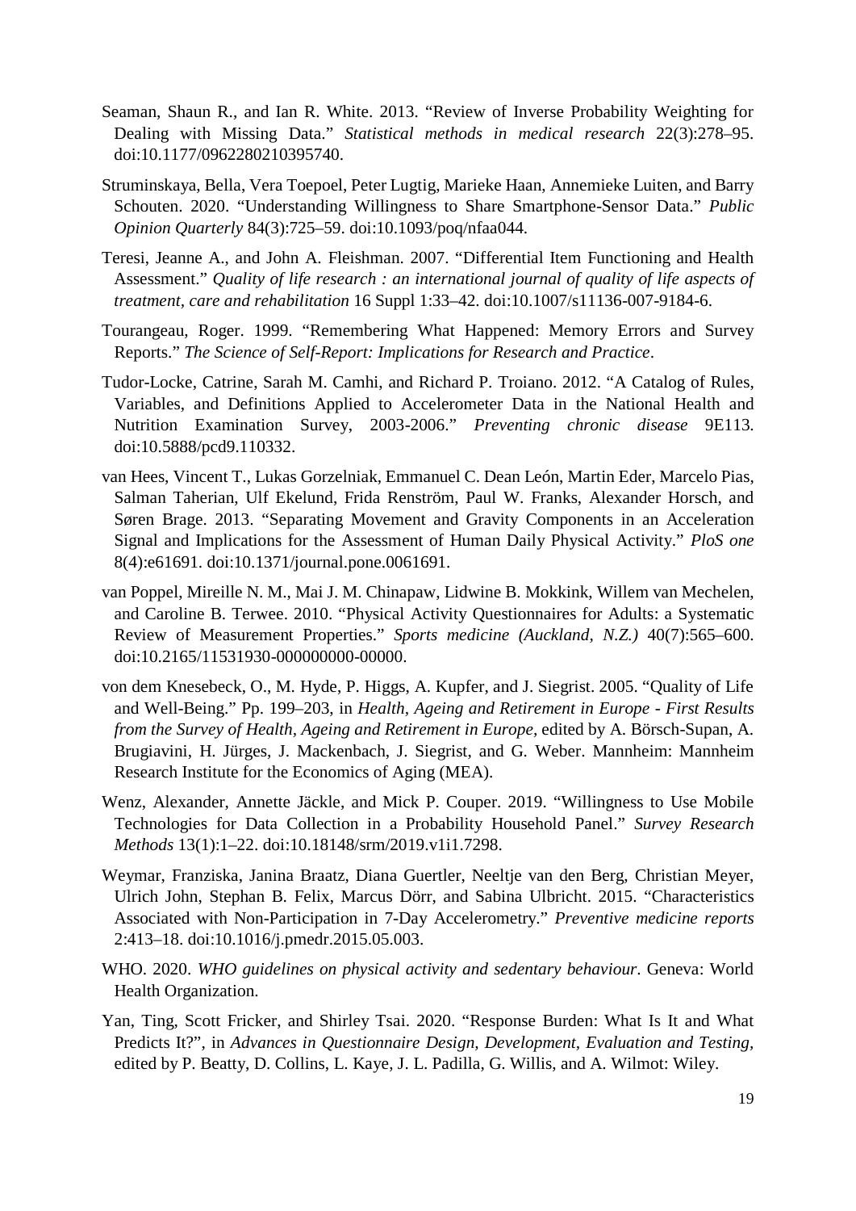Seaman, Shaun R., and Ian R. White. 2013. "Review of Inverse Probability Weighting for Dealing with Missing Data." *Statistical methods in medical research* 22(3):278–95. doi:10.1177/0962280210395740.

Struminskaya, Bella, Vera Toepoel, Peter Lugtig, Marieke Haan, Annemieke Luiten, and Barry Schouten. 2020. "Understanding Willingness to Share Smartphone-Sensor Data." *Public Opinion Quarterly* 84(3):725–59. doi:10.1093/poq/nfaa044.

Teresi, Jeanne A., and John A. Fleishman. 2007. "Differential Item Functioning and Health Assessment." *Quality of life research : an international journal of quality of life aspects of treatment, care and rehabilitation* 16 Suppl 1:33–42. doi:10.1007/s11136-007-9184-6.

Tourangeau, Roger. 1999. "Remembering What Happened: Memory Errors and Survey Reports." *The Science of Self-Report: Implications for Research and Practice*.

Tudor-Locke, Catrine, Sarah M. Camhi, and Richard P. Troiano. 2012. "A Catalog of Rules, Variables, and Definitions Applied to Accelerometer Data in the National Health and Nutrition Examination Survey, 2003-2006." *Preventing chronic disease* 9E113. doi:10.5888/pcd9.110332.

van Hees, Vincent T., Lukas Gorzelniak, Emmanuel C. Dean León, Martin Eder, Marcelo Pias, Salman Taherian, Ulf Ekelund, Frida Renström, Paul W. Franks, Alexander Horsch, and Søren Brage. 2013. "Separating Movement and Gravity Components in an Acceleration Signal and Implications for the Assessment of Human Daily Physical Activity." *PloS one* 8(4):e61691. doi:10.1371/journal.pone.0061691.

van Poppel, Mireille N. M., Mai J. M. Chinapaw, Lidwine B. Mokkink, Willem van Mechelen, and Caroline B. Terwee. 2010. "Physical Activity Questionnaires for Adults: a Systematic Review of Measurement Properties." *Sports medicine (Auckland, N.Z.)* 40(7):565–600. doi:10.2165/11531930-000000000-00000.

von dem Knesebeck, O., M. Hyde, P. Higgs, A. Kupfer, and J. Siegrist. 2005. "Quality of Life and Well-Being." Pp. 199–203, in *Health, Ageing and Retirement in Europe - First Results from the Survey of Health, Ageing and Retirement in Europe*, edited by A. Börsch-Supan, A. Brugiavini, H. Jürges, J. Mackenbach, J. Siegrist, and G. Weber. Mannheim: Mannheim Research Institute for the Economics of Aging (MEA).

Wenz, Alexander, Annette Jäckle, and Mick P. Couper. 2019. "Willingness to Use Mobile Technologies for Data Collection in a Probability Household Panel." *Survey Research Methods* 13(1):1–22. doi:10.18148/srm/2019.v1i1.7298.

Weymar, Franziska, Janina Braatz, Diana Guertler, Neeltje van den Berg, Christian Meyer, Ulrich John, Stephan B. Felix, Marcus Dörr, and Sabina Ulbricht. 2015. "Characteristics Associated with Non-Participation in 7-Day Accelerometry." *Preventive medicine reports* 2:413–18. doi:10.1016/j.pmedr.2015.05.003.

WHO. 2020. *WHO guidelines on physical activity and sedentary behaviour*. Geneva: World Health Organization.

Yan, Ting, Scott Fricker, and Shirley Tsai. 2020. "Response Burden: What Is It and What Predicts It?", in *Advances in Questionnaire Design, Development, Evaluation and Testing*, edited by P. Beatty, D. Collins, L. Kaye, J. L. Padilla, G. Willis, and A. Wilmot: Wiley.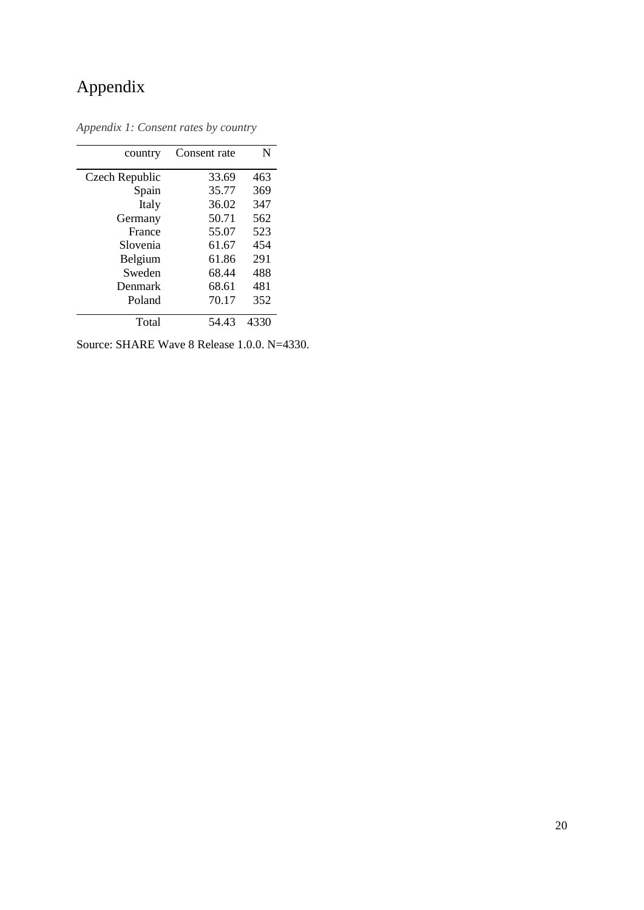# Appendix

*Appendix 1: Consent rates by country*

| country | Consent rate | N |
|---|---|---|
| Czech Republic | 33.69 | 463 |
| Spain | 35.77 | 369 |
| Italy | 36.02 | 347 |
| Germany | 50.71 | 562 |
| France | 55.07 | 523 |
| Slovenia | 61.67 | 454 |
| Belgium | 61.86 | 291 |
| Sweden | 68.44 | 488 |
| Denmark | 68.61 | 481 |
| Poland | 70.17 | 352 |
| Total | 54.43 | 4330 |

Source: SHARE Wave 8 Release 1.0.0. N=4330.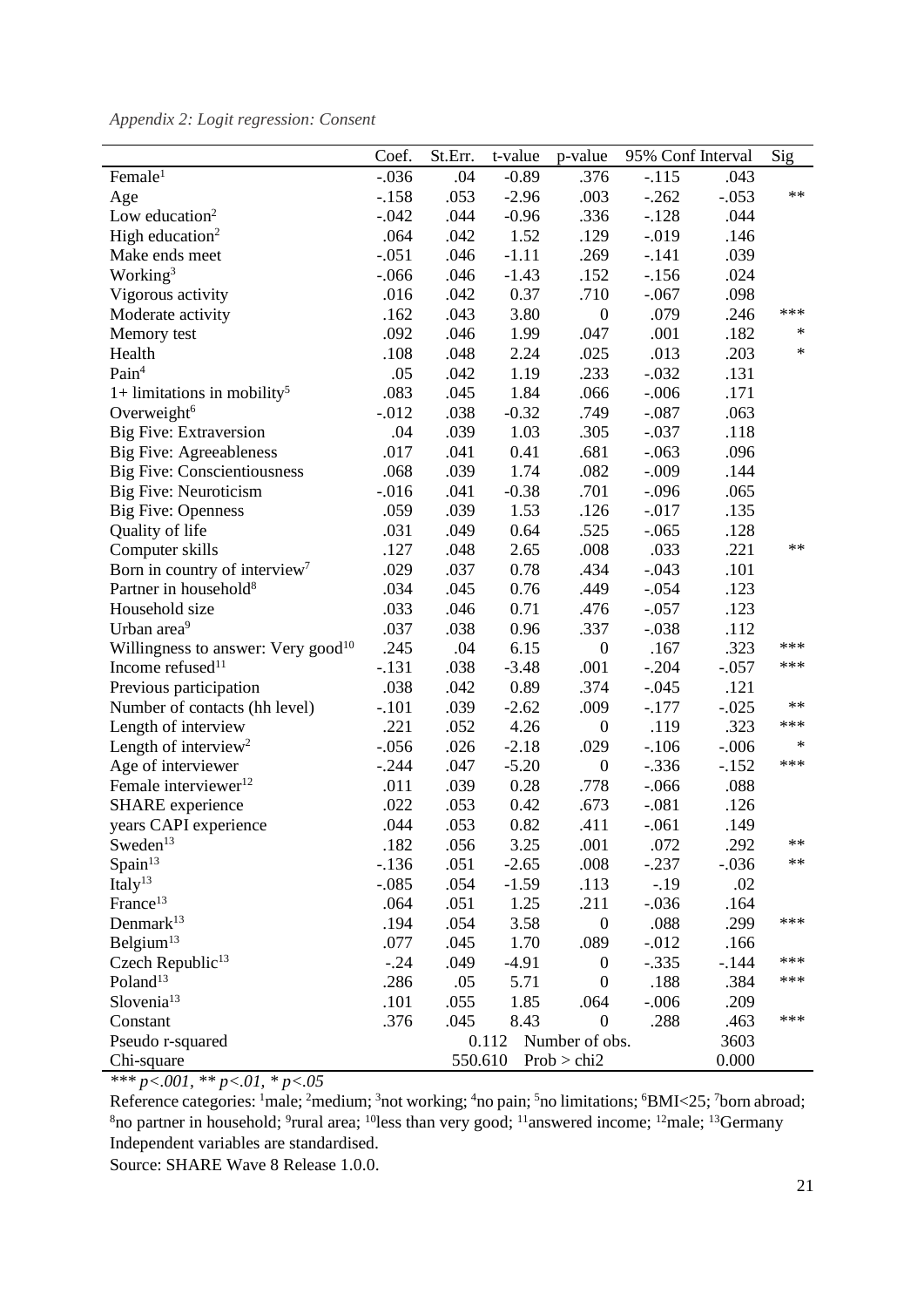*Appendix 2: Logit regression: Consent*

| | Coef. | St.Err. | t-value | p-value | 95% Conf | Interval | Sig |
|---|---|---|---|---|---|---|---|
| Female[1] | -.036 | .04 | -0.89 | .376 | -.115 | .043 | |
| Age | -.158 | .053 | -2.96 | .003 | -.262 | -.053 | ** |
| Low education[2] | -.042 | .044 | -0.96 | .336 | -.128 | .044 | |
| High education[2] | .064 | .042 | 1.52 | .129 | -.019 | .146 | |
| Make ends meet | -.051 | .046 | -1.11 | .269 | -.141 | .039 | |
| Working[3] | -.066 | .046 | -1.43 | .152 | -.156 | .024 | |
| Vigorous activity | .016 | .042 | 0.37 | .710 | -.067 | .098 | |
| Moderate activity | .162 | .043 | 3.80 | 0 | .079 | .246 | *** |
| Memory test | .092 | .046 | 1.99 | .047 | .001 | .182 | * |
| Health | .108 | .048 | 2.24 | .025 | .013 | .203 | * |
| Pain[4] | .05 | .042 | 1.19 | .233 | -.032 | .131 | |
| 1+ limitations in mobility[5] | .083 | .045 | 1.84 | .066 | -.006 | .171 | |
| Overweight[6] | -.012 | .038 | -0.32 | .749 | -.087 | .063 | |
| Big Five: Extraversion | .04 | .039 | 1.03 | .305 | -.037 | .118 | |
| Big Five: Agreeableness | .017 | .041 | 0.41 | .681 | -.063 | .096 | |
| Big Five: Conscientiousness | .068 | .039 | 1.74 | .082 | -.009 | .144 | |
| Big Five: Neuroticism | -.016 | .041 | -0.38 | .701 | -.096 | .065 | |
| Big Five: Openness | .059 | .039 | 1.53 | .126 | -.017 | .135 | |
| Quality of life | .031 | .049 | 0.64 | .525 | -.065 | .128 | |
| Computer skills | .127 | .048 | 2.65 | .008 | .033 | .221 | ** |
| Born in country of interview[7] | .029 | .037 | 0.78 | .434 | -.043 | .101 | |
| Partner in household[8] | .034 | .045 | 0.76 | .449 | -.054 | .123 | |
| Household size | .033 | .046 | 0.71 | .476 | -.057 | .123 | |
| Urban area[9] | .037 | .038 | 0.96 | .337 | -.038 | .112 | |
| Willingness to answer: Very good[10] | .245 | .04 | 6.15 | 0 | .167 | .323 | *** |
| Income refused[11] | -.131 | .038 | -3.48 | .001 | -.204 | -.057 | *** |
| Previous participation | .038 | .042 | 0.89 | .374 | -.045 | .121 | |
| Number of contacts (hh level) | -.101 | .039 | -2.62 | .009 | -.177 | -.025 | ** |
| Length of interview | .221 | .052 | 4.26 | 0 | .119 | .323 | *** |
| Length of interview[2] | -.056 | .026 | -2.18 | .029 | -.106 | -.006 | * |
| Age of interviewer | -.244 | .047 | -5.20 | 0 | -.336 | -.152 | *** |
| Female interviewer[12] | .011 | .039 | 0.28 | .778 | -.066 | .088 | |
| SHARE experience | .022 | .053 | 0.42 | .673 | -.081 | .126 | |
| years CAPI experience | .044 | .053 | 0.82 | .411 | -.061 | .149 | |
| Sweden[13] | .182 | .056 | 3.25 | .001 | .072 | .292 | ** |
| Spain[13] | -.136 | .051 | -2.65 | .008 | -.237 | -.036 | ** |
| Italy[13] | -.085 | .054 | -1.59 | .113 | -.19 | .02 | |
| France[13] | .064 | .051 | 1.25 | .211 | -.036 | .164 | |
| Denmark[13] | .194 | .054 | 3.58 | 0 | .088 | .299 | *** |
| Belgium[13] | .077 | .045 | 1.70 | .089 | -.012 | .166 | |
| Czech Republic[13] | -.24 | .049 | -4.91 | 0 | -.335 | -.144 | *** |
| Poland[13] | .286 | .05 | 5.71 | 0 | .188 | .384 | *** |
| Slovenia[13] | .101 | .055 | 1.85 | .064 | -.006 | .209 | |
| Constant | .376 | .045 | 8.43 | 0 | .288 | .463 | *** |
| Pseudo r-squared | | 0.112 | Number of obs. | | | 3603 | |
| Chi-square | | 550.610 | Prob > chi2 | | | 0.000 | |

*\*\*\* p<.001, \*\* p<.01, \* p<.05*

Reference categories: [1]male; [2]medium; [3]not working; [4]no pain; [5]no limitations; [6]BMI<25; [7]born abroad; [8]no partner in household; [9]rural area; [10]less than very good; [11]answered income; [12]male; [13]Germany

Independent variables are standardised.

Source: SHARE Wave 8 Release 1.0.0.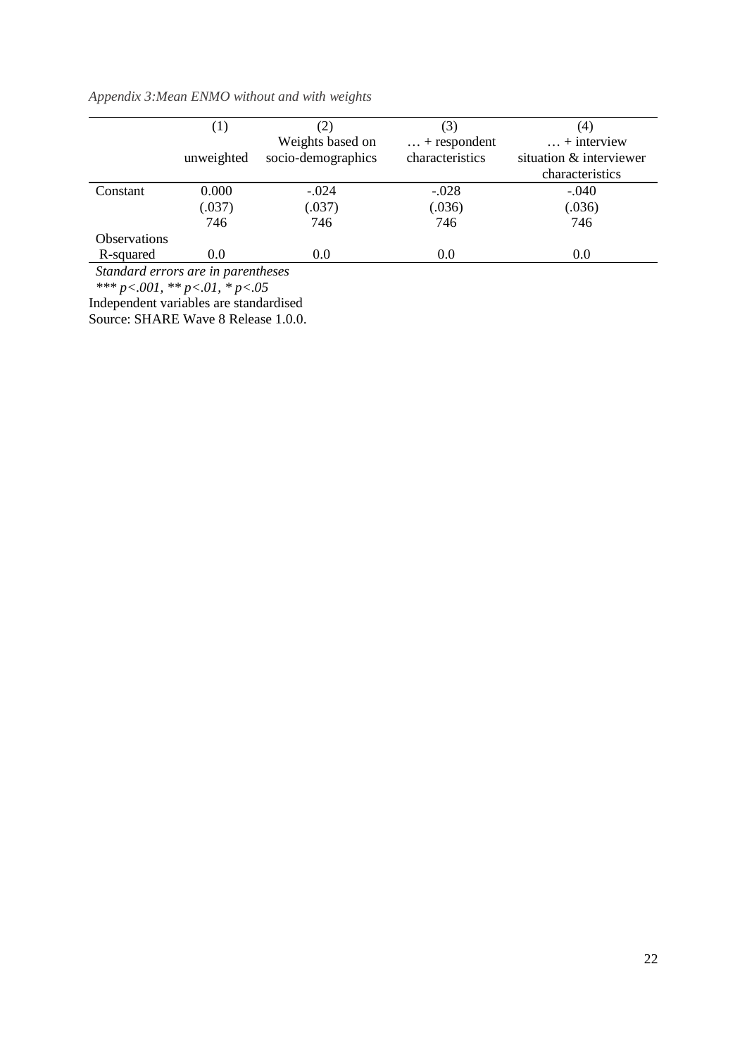*Appendix 3:Mean ENMO without and with weights*

| | (1) | (2) | (3) | (4) |
|---|---|---|---|---|
| | unweighted | Weights based on socio-demographics | … + respondent characteristics | … + interview situation & interviewer characteristics |
| Constant | 0.000 | -.024 | -.028 | -.040 |
| | (.037) | (.037) | (.036) | (.036) |
| | 746 | 746 | 746 | 746 |
| Observations | | | | |
| R-squared | 0.0 | 0.0 | 0.0 | 0.0 |

*Standard errors are in parentheses*

*\*\*\* p<.001, \*\* p<.01, \* p<.05*

Independent variables are standardised

Source: SHARE Wave 8 Release 1.0.0.